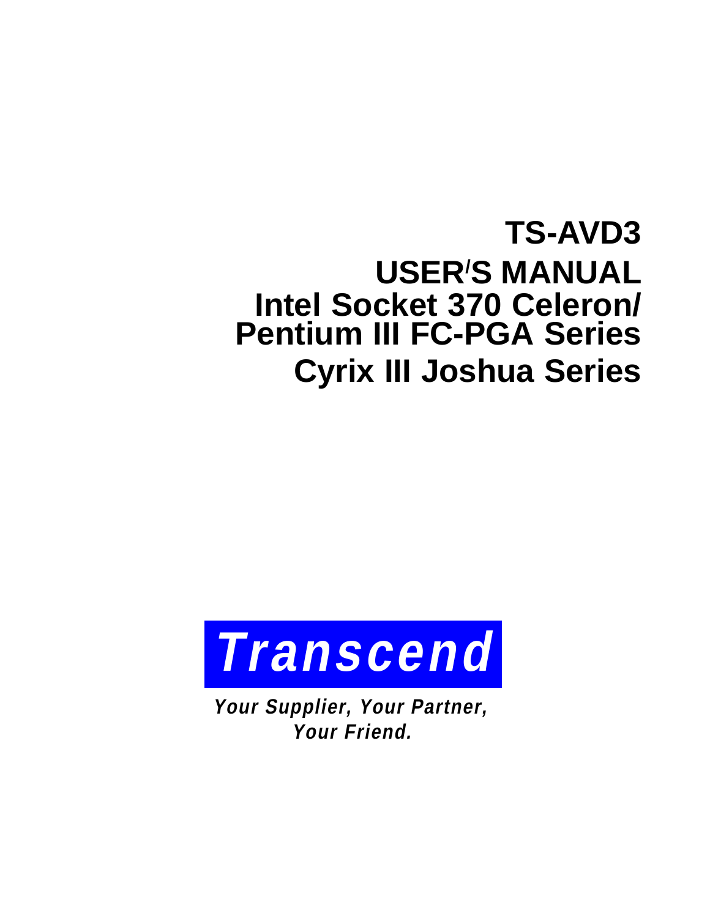# TS-AVD3

# USER'S MANUAL

## Intel Socket 370 Celeron/ Pentium III FC-PGA Series

## Cyrix III Joshua Series

**Transcend**

***Your Supplier, Your Partner, Your Friend.***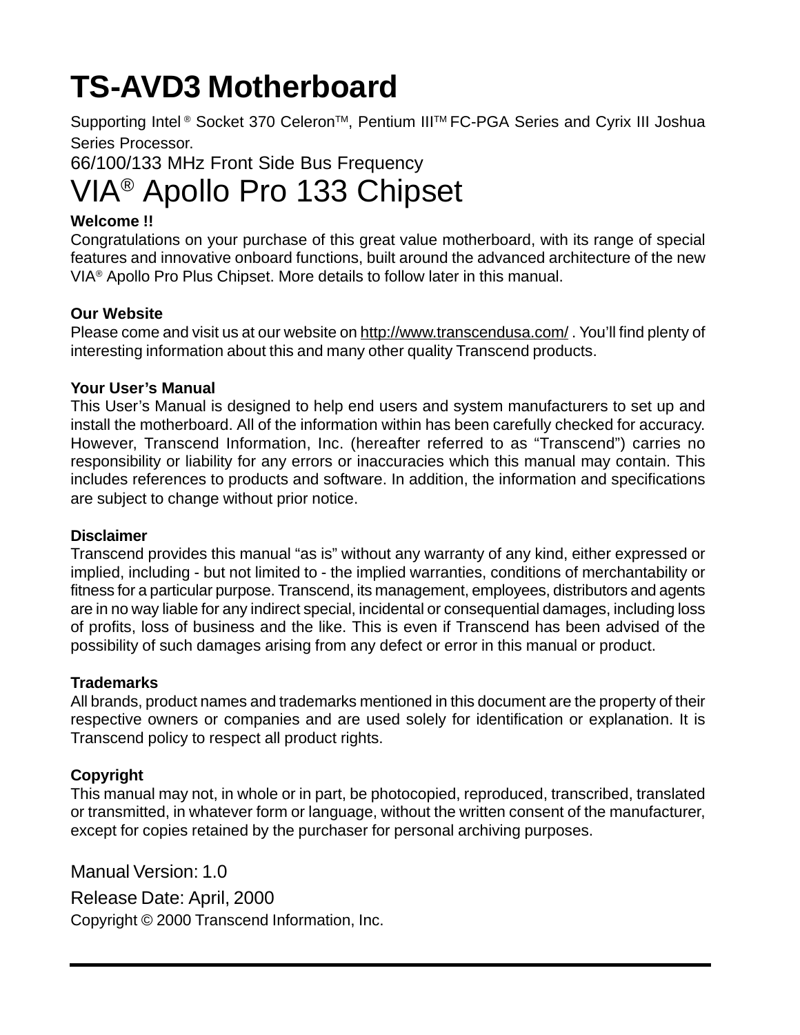# TS-AVD3 Motherboard

Supporting Intel® Socket 370 Celeron™, Pentium III™ FC-PGA Series and Cyrix III Joshua Series Processor.

66/100/133 MHz Front Side Bus Frequency

## VIA® Apollo Pro 133 Chipset

**Welcome !!**

Congratulations on your purchase of this great value motherboard, with its range of special features and innovative onboard functions, built around the advanced architecture of the new VIA® Apollo Pro Plus Chipset. More details to follow later in this manual.

**Our Website**

Please come and visit us at our website on http://www.transcendusa.com/ . You'll find plenty of interesting information about this and many other quality Transcend products.

**Your User's Manual**

This User's Manual is designed to help end users and system manufacturers to set up and install the motherboard. All of the information within has been carefully checked for accuracy. However, Transcend Information, Inc. (hereafter referred to as "Transcend") carries no responsibility or liability for any errors or inaccuracies which this manual may contain. This includes references to products and software. In addition, the information and specifications are subject to change without prior notice.

**Disclaimer**

Transcend provides this manual "as is" without any warranty of any kind, either expressed or implied, including - but not limited to - the implied warranties, conditions of merchantability or fitness for a particular purpose. Transcend, its management, employees, distributors and agents are in no way liable for any indirect special, incidental or consequential damages, including loss of profits, loss of business and the like. This is even if Transcend has been advised of the possibility of such damages arising from any defect or error in this manual or product.

**Trademarks**

All brands, product names and trademarks mentioned in this document are the property of their respective owners or companies and are used solely for identification or explanation. It is Transcend policy to respect all product rights.

**Copyright**

This manual may not, in whole or in part, be photocopied, reproduced, transcribed, translated or transmitted, in whatever form or language, without the written consent of the manufacturer, except for copies retained by the purchaser for personal archiving purposes.

Manual Version: 1.0

Release Date: April, 2000

Copyright © 2000 Transcend Information, Inc.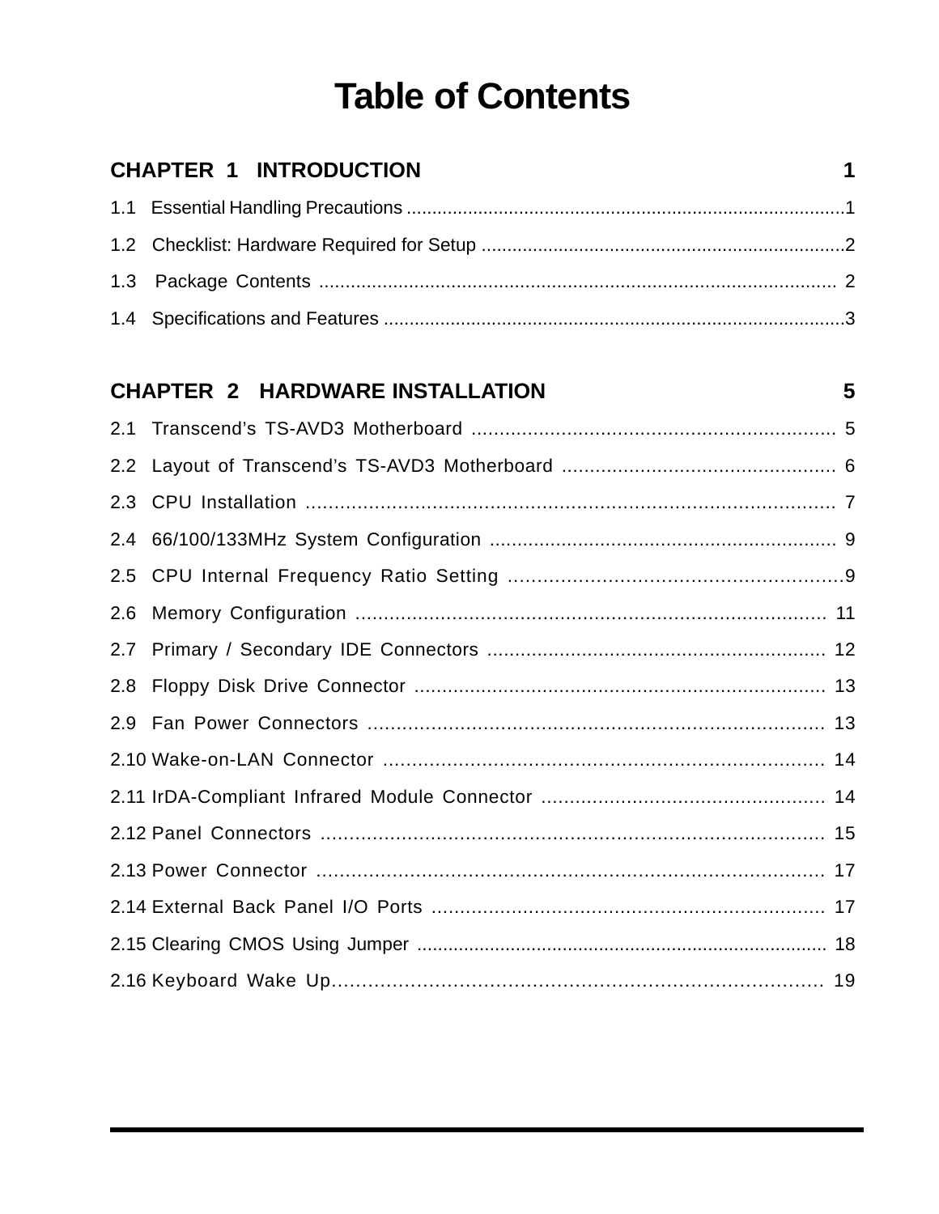# Table of Contents

## CHAPTER 1 INTRODUCTION 1

1.1 Essential Handling Precautions ....................................................................................1

1.2 Checklist: Hardware Required for Setup ......................................................................2

1.3 Package Contents .................................................................................................. 2

1.4 Specifications and Features .........................................................................................3

## CHAPTER 2 HARDWARE INSTALLATION 5

2.1 Transcend's TS-AVD3 Motherboard ................................................................. 5

2.2 Layout of Transcend's TS-AVD3 Motherboard ................................................ 6

2.3 CPU Installation ............................................................................................ 7

2.4 66/100/133MHz System Configuration .............................................................. 9

2.5 CPU Internal Frequency Ratio Setting ..........................................................9

2.6 Memory Configuration .................................................................................. 11

2.7 Primary / Secondary IDE Connectors ............................................................ 12

2.8 Floppy Disk Drive Connector ......................................................................... 13

2.9 Fan Power Connectors ................................................................................ 13

2.10 Wake-on-LAN Connector ............................................................................ 14

2.11 IrDA-Compliant Infrared Module Connector .................................................. 14

2.12 Panel Connectors ....................................................................................... 15

2.13 Power Connector ........................................................................................ 17

2.14 External Back Panel I/O Ports ..................................................................... 17

2.15 Clearing CMOS Using Jumper ............................................................................. 18

2.16 Keyboard Wake Up..................................................................................... 19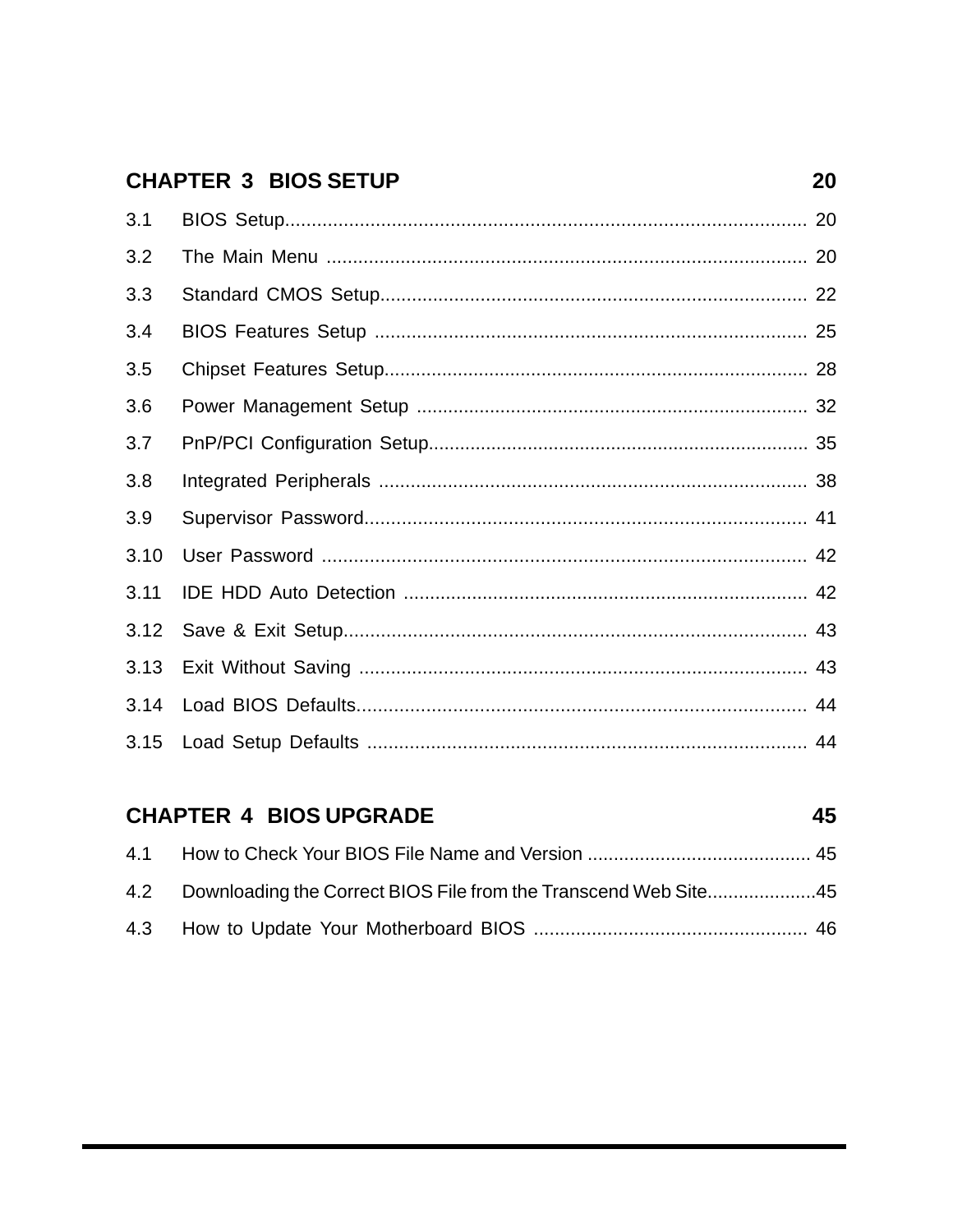**CHAPTER 3 BIOS SETUP 20**

3.1 BIOS Setup................................................................................................ 20

3.2 The Main Menu ........................................................................................ 20

3.3 Standard CMOS Setup............................................................................... 22

3.4 BIOS Features Setup ................................................................................ 25

3.5 Chipset Features Setup............................................................................... 28

3.6 Power Management Setup ........................................................................ 32

3.7 PnP/PCI Configuration Setup...................................................................... 35

3.8 Integrated Peripherals ............................................................................... 38

3.9 Supervisor Password................................................................................. 41

3.10 User Password .......................................................................................... 42

3.11 IDE HDD Auto Detection ........................................................................... 42

3.12 Save & Exit Setup...................................................................................... 43

3.13 Exit Without Saving .................................................................................. 43

3.14 Load BIOS Defaults................................................................................... 44

3.15 Load Setup Defaults .................................................................................. 44

**CHAPTER 4 BIOS UPGRADE 45**

4.1 How to Check Your BIOS File Name and Version .......................................... 45

4.2 Downloading the Correct BIOS File from the Transcend Web Site....................45

4.3 How to Update Your Motherboard BIOS ................................................... 46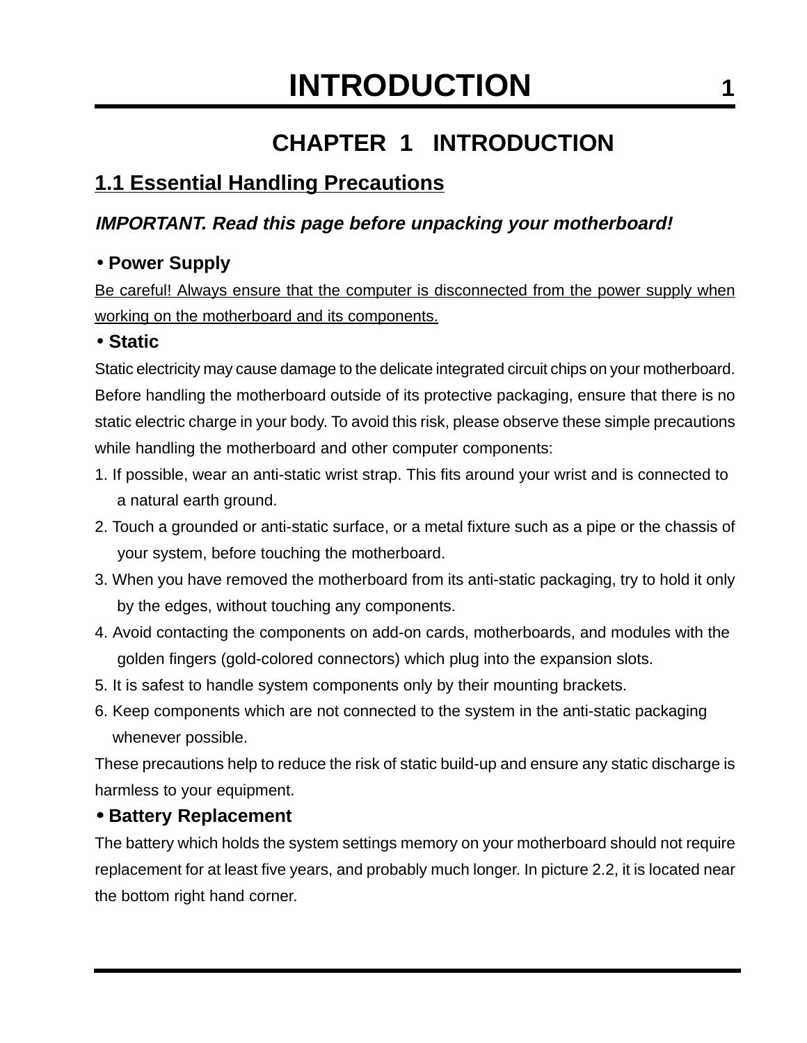# CHAPTER 1 INTRODUCTION

## 1.1 Essential Handling Precautions

***IMPORTANT. Read this page before unpacking your motherboard!***

### • Power Supply

Be careful! Always ensure that the computer is disconnected from the power supply when working on the motherboard and its components.

### • Static

Static electricity may cause damage to the delicate integrated circuit chips on your motherboard. Before handling the motherboard outside of its protective packaging, ensure that there is no static electric charge in your body. To avoid this risk, please observe these simple precautions while handling the motherboard and other computer components:

1. If possible, wear an anti-static wrist strap. This fits around your wrist and is connected to a natural earth ground.
2. Touch a grounded or anti-static surface, or a metal fixture such as a pipe or the chassis of your system, before touching the motherboard.
3. When you have removed the motherboard from its anti-static packaging, try to hold it only by the edges, without touching any components.
4. Avoid contacting the components on add-on cards, motherboards, and modules with the golden fingers (gold-colored connectors) which plug into the expansion slots.
5. It is safest to handle system components only by their mounting brackets.
6. Keep components which are not connected to the system in the anti-static packaging whenever possible.

These precautions help to reduce the risk of static build-up and ensure any static discharge is harmless to your equipment.

### • Battery Replacement

The battery which holds the system settings memory on your motherboard should not require replacement for at least five years, and probably much longer. In picture 2.2, it is located near the bottom right hand corner.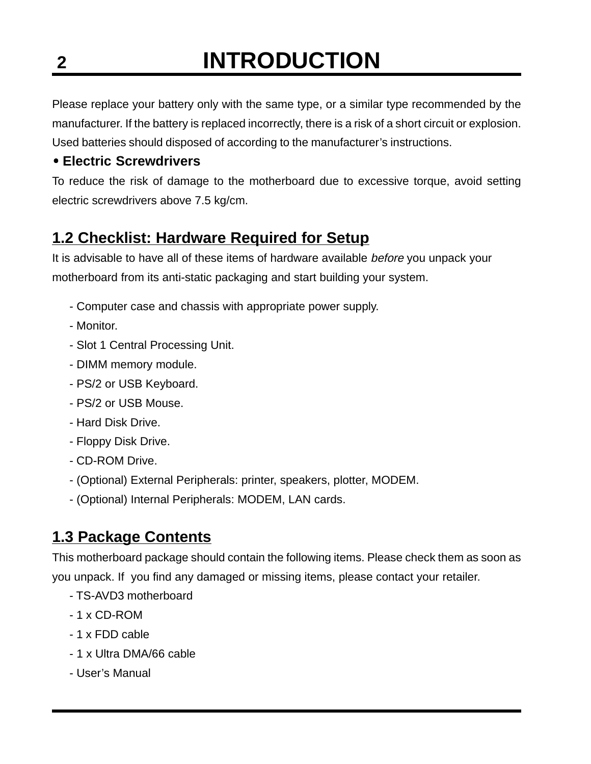Please replace your battery only with the same type, or a similar type recommended by the manufacturer. If the battery is replaced incorrectly, there is a risk of a short circuit or explosion. Used batteries should disposed of according to the manufacturer's instructions.

**• Electric Screwdrivers**

To reduce the risk of damage to the motherboard due to excessive torque, avoid setting electric screwdrivers above 7.5 kg/cm.

## 1.2 Checklist: Hardware Required for Setup

It is advisable to have all of these items of hardware available *before* you unpack your motherboard from its anti-static packaging and start building your system.

- Computer case and chassis with appropriate power supply.
- Monitor.
- Slot 1 Central Processing Unit.
- DIMM memory module.
- PS/2 or USB Keyboard.
- PS/2 or USB Mouse.
- Hard Disk Drive.
- Floppy Disk Drive.
- CD-ROM Drive.
- (Optional) External Peripherals: printer, speakers, plotter, MODEM.
- (Optional) Internal Peripherals: MODEM, LAN cards.

## 1.3 Package Contents

This motherboard package should contain the following items. Please check them as soon as you unpack. If you find any damaged or missing items, please contact your retailer.

- TS-AVD3 motherboard
- 1 x CD-ROM
- 1 x FDD cable
- 1 x Ultra DMA/66 cable
- User's Manual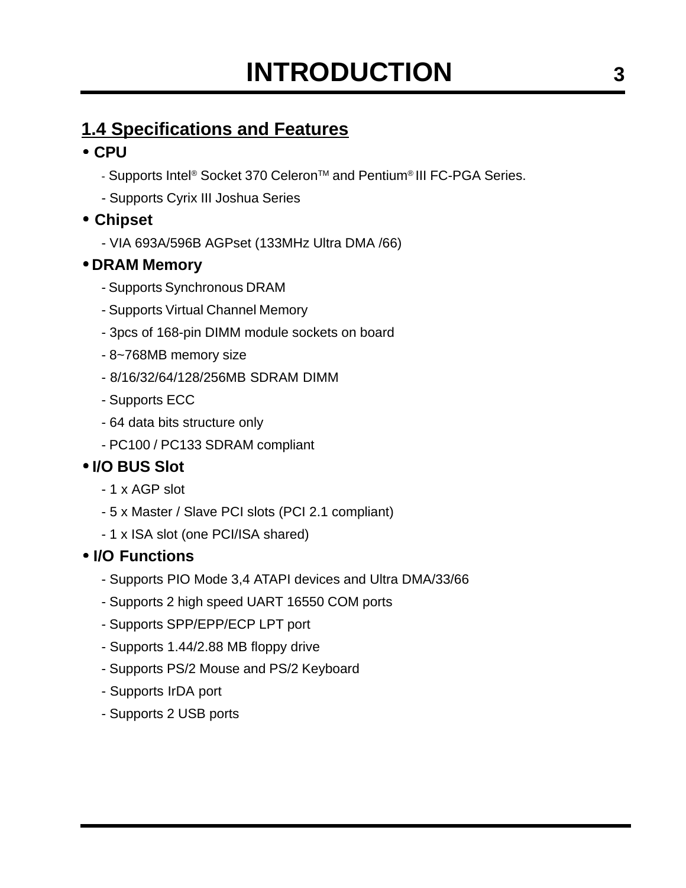# INTRODUCTION

## 1.4 Specifications and Features

- **CPU**
  - Supports Intel® Socket 370 Celeron™ and Pentium® III FC-PGA Series.
  - Supports Cyrix III Joshua Series
- **Chipset**
  - VIA 693A/596B AGPset (133MHz Ultra DMA /66)
- **DRAM Memory**
  - Supports Synchronous DRAM
  - Supports Virtual Channel Memory
  - 3pcs of 168-pin DIMM module sockets on board
  - 8~768MB memory size
  - 8/16/32/64/128/256MB SDRAM DIMM
  - Supports ECC
  - 64 data bits structure only
  - PC100 / PC133 SDRAM compliant
- **I/O BUS Slot**
  - 1 x AGP slot
  - 5 x Master / Slave PCI slots (PCI 2.1 compliant)
  - 1 x ISA slot (one PCI/ISA shared)
- **I/O Functions**
  - Supports PIO Mode 3,4 ATAPI devices and Ultra DMA/33/66
  - Supports 2 high speed UART 16550 COM ports
  - Supports SPP/EPP/ECP LPT port
  - Supports 1.44/2.88 MB floppy drive
  - Supports PS/2 Mouse and PS/2 Keyboard
  - Supports IrDA port
  - Supports 2 USB ports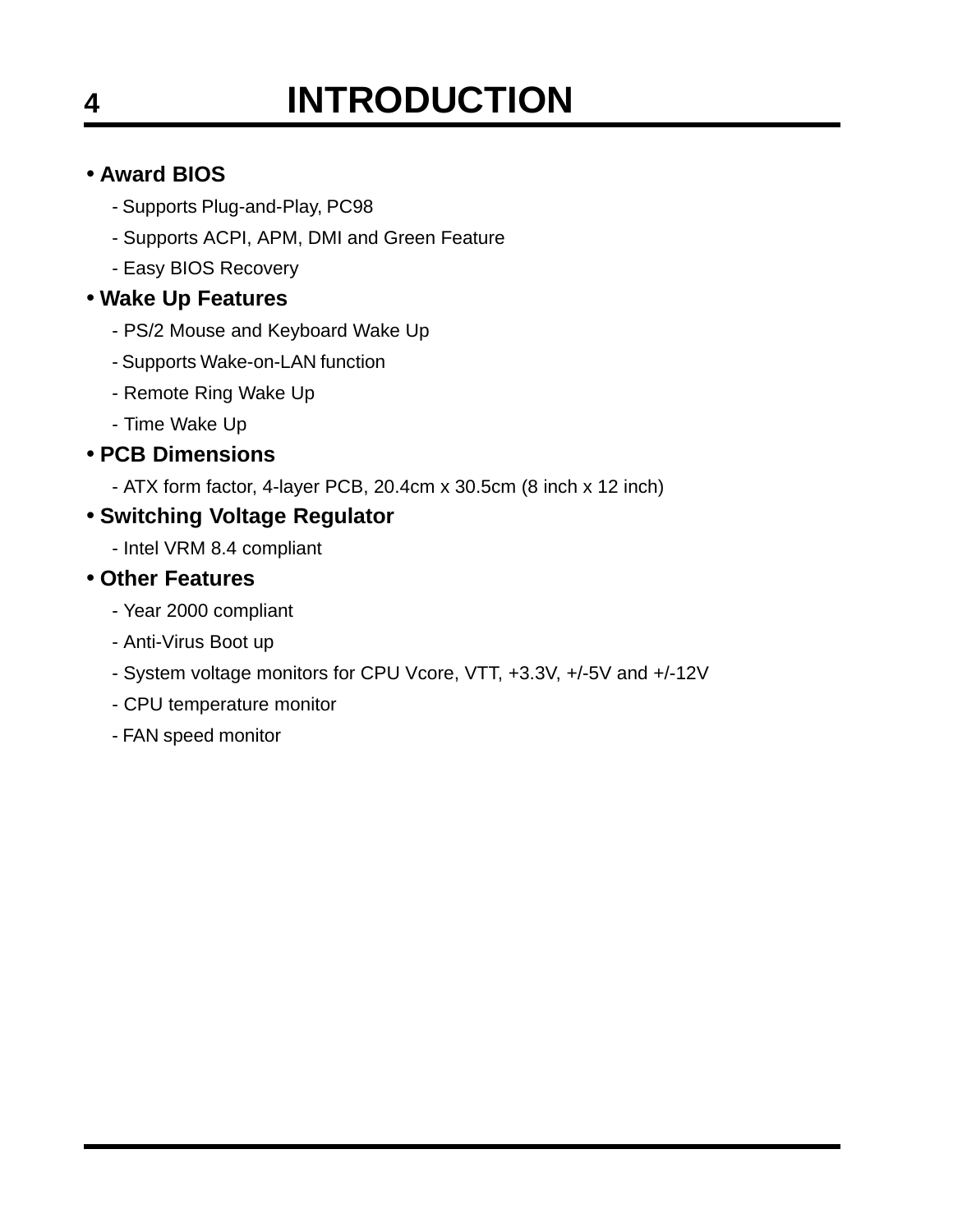- **Award BIOS**
  - Supports Plug-and-Play, PC98
  - Supports ACPI, APM, DMI and Green Feature
  - Easy BIOS Recovery
- **Wake Up Features**
  - PS/2 Mouse and Keyboard Wake Up
  - Supports Wake-on-LAN function
  - Remote Ring Wake Up
  - Time Wake Up
- **PCB Dimensions**
  - ATX form factor, 4-layer PCB, 20.4cm x 30.5cm (8 inch x 12 inch)
- **Switching Voltage Regulator**
  - Intel VRM 8.4 compliant
- **Other Features**
  - Year 2000 compliant
  - Anti-Virus Boot up
  - System voltage monitors for CPU Vcore, VTT, +3.3V, +/-5V and +/-12V
  - CPU temperature monitor
  - FAN speed monitor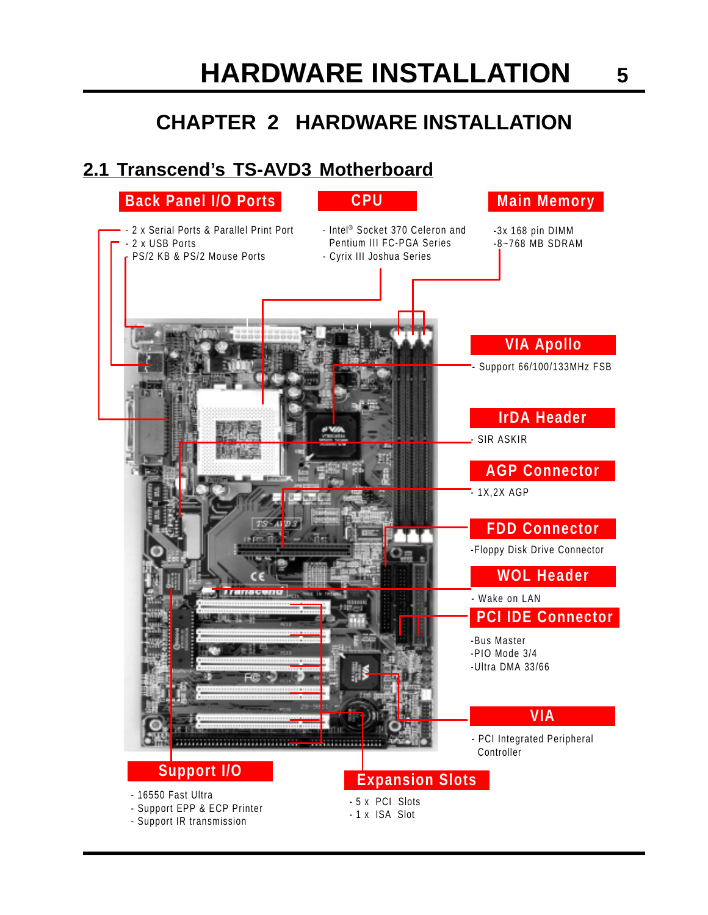# CHAPTER 2 HARDWARE INSTALLATION

## 2.1 Transcend's TS-AVD3 Motherboard

**Back Panel I/O Ports**

- 2 x Serial Ports & Parallel Print Port
- 2 x USB Ports
- PS/2 KB & PS/2 Mouse Ports

**CPU**

- Intel® Socket 370 Celeron and Pentium III FC-PGA Series
- Cyrix III Joshua Series

**Main Memory**

- 3x 168 pin DIMM
- 8~768 MB SDRAM

**VIA Apollo**

- Support 66/100/133MHz FSB

**IrDA Header**

- SIR ASKIR

**AGP Connector**

- 1X,2X AGP

**FDD Connector**

- Floppy Disk Drive Connector

**WOL Header**

- Wake on LAN

**PCI IDE Connector**

- Bus Master
- PIO Mode 3/4
- Ultra DMA 33/66

**VIA**

- PCI Integrated Peripheral Controller

**Support I/O**

- 16550 Fast Ultra
- Support EPP & ECP Printer
- Support IR transmission

**Expansion Slots**

- 5 x PCI Slots
- 1 x ISA Slot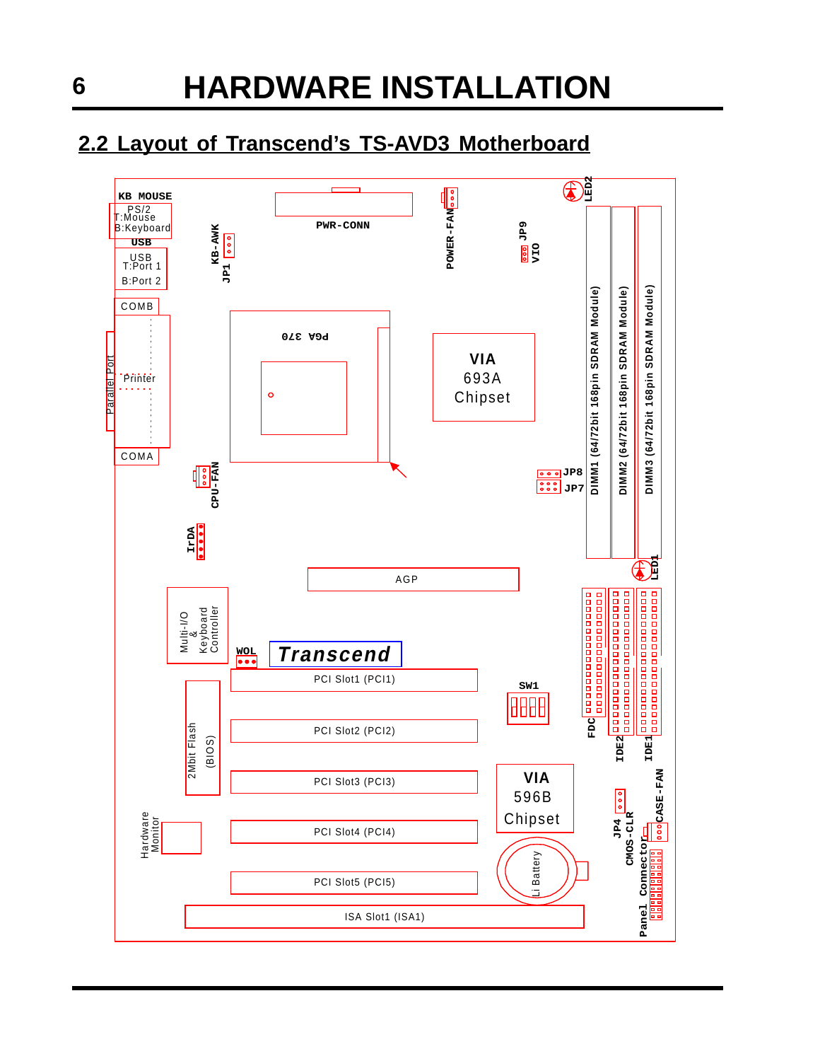## 2.2 Layout of Transcend's TS-AVD3 Motherboard

KB MOUSE
PS/2
T:Mouse
B:Keyboard

USB
USB
T:Port 1
B:Port 2

COMB

Parallel Port
Printer

COMA

KB-AWK
JP1

PWR-CONN

POWER-FAN

JP9
VIO

LED2

PGA 370

VIA
693A
Chipset

CPU-FAN

JP8
JP7

DIMM1 (64/72bit 168pin SDRAM Module)
DIMM2 (64/72bit 168pin SDRAM Module)
DIMM3 (64/72bit 168pin SDRAM Module)

IrDA

LED1

AGP

Multi-I/O
&
Keyboard
Controller

WOL

Transcend

PCI Slot1 (PCI1)

SW1

FDC
IDE2
IDE1

2Mbit Flash
(BIOS)

PCI Slot2 (PCI2)

PCI Slot3 (PCI3)

VIA
596B
Chipset

JP4
CMOS-CLR

CASE-FAN

Hardware
Monitor

PCI Slot4 (PCI4)

Li Battery

Panel Connector

PCI Slot5 (PCI5)

ISA Slot1 (ISA1)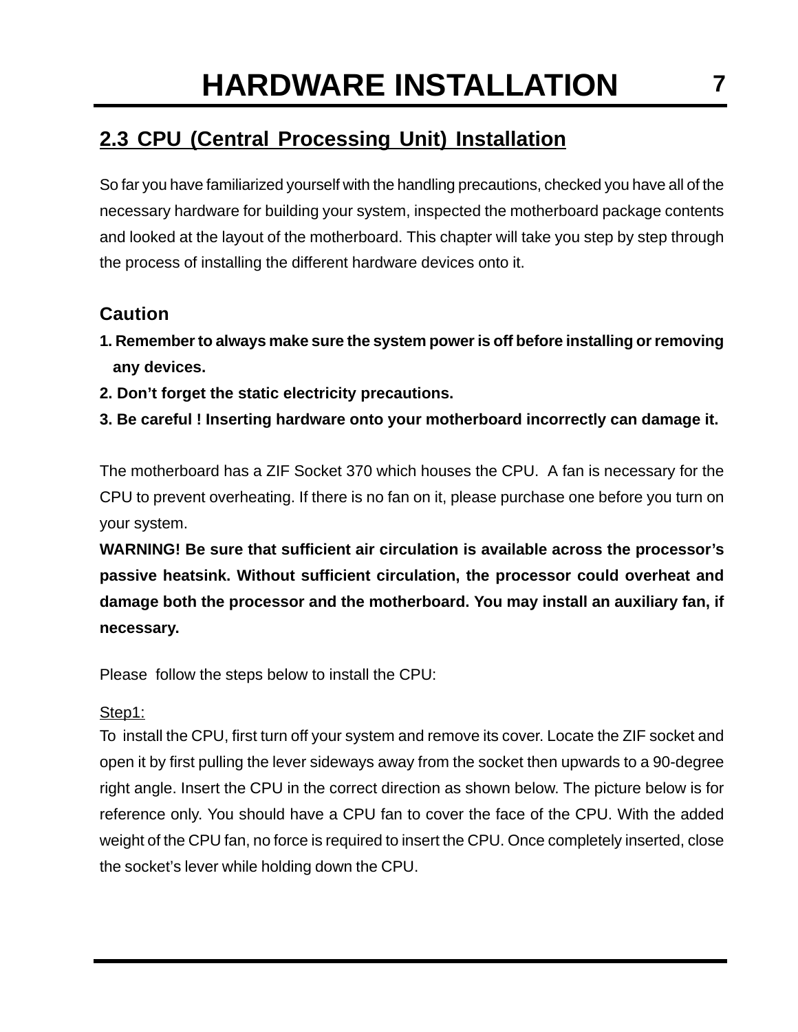## 2.3 CPU (Central Processing Unit) Installation

So far you have familiarized yourself with the handling precautions, checked you have all of the necessary hardware for building your system, inspected the motherboard package contents and looked at the layout of the motherboard. This chapter will take you step by step through the process of installing the different hardware devices onto it.

### Caution

**1. Remember to always make sure the system power is off before installing or removing any devices.**

**2. Don't forget the static electricity precautions.**

**3. Be careful ! Inserting hardware onto your motherboard incorrectly can damage it.**

The motherboard has a ZIF Socket 370 which houses the CPU. A fan is necessary for the CPU to prevent overheating. If there is no fan on it, please purchase one before you turn on your system.

**WARNING! Be sure that sufficient air circulation is available across the processor's passive heatsink. Without sufficient circulation, the processor could overheat and damage both the processor and the motherboard. You may install an auxiliary fan, if necessary.**

Please follow the steps below to install the CPU:

Step1:

To install the CPU, first turn off your system and remove its cover. Locate the ZIF socket and open it by first pulling the lever sideways away from the socket then upwards to a 90-degree right angle. Insert the CPU in the correct direction as shown below. The picture below is for reference only. You should have a CPU fan to cover the face of the CPU. With the added weight of the CPU fan, no force is required to insert the CPU. Once completely inserted, close the socket's lever while holding down the CPU.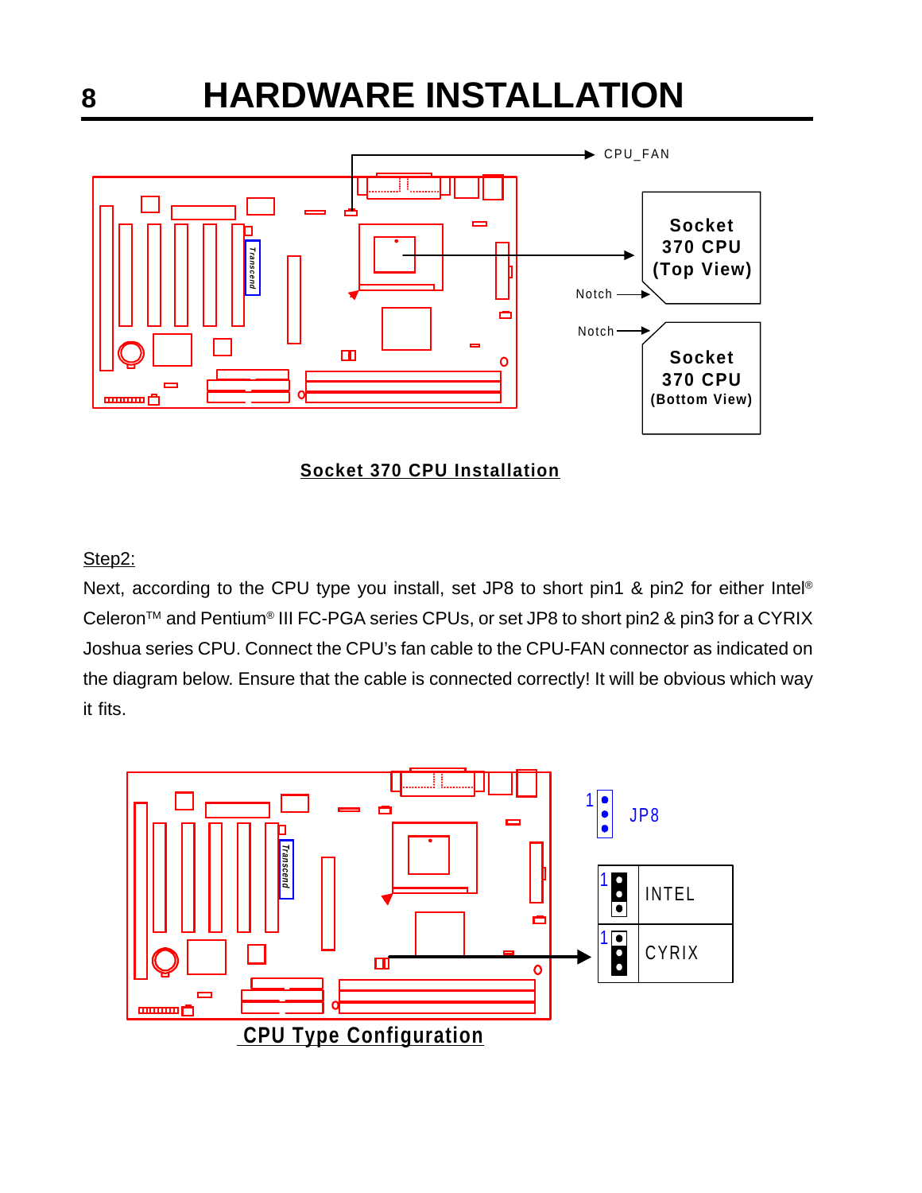# HARDWARE INSTALLATION

CPU_FAN

Socket 370 CPU (Top View)

Notch

Notch

Socket 370 CPU (Bottom View)

**Socket 370 CPU Installation**

Step2:

Next, according to the CPU type you install, set JP8 to short pin1 & pin2 for either Intel® Celeron™ and Pentium® III FC-PGA series CPUs, or set JP8 to short pin2 & pin3 for a CYRIX Joshua series CPU. Connect the CPU's fan cable to the CPU-FAN connector as indicated on the diagram below. Ensure that the cable is connected correctly! It will be obvious which way it fits.

JP8

| JP8 | CPU Type |
|---|---|
| 1 | INTEL |
| 1 | CYRIX |

**CPU Type Configuration**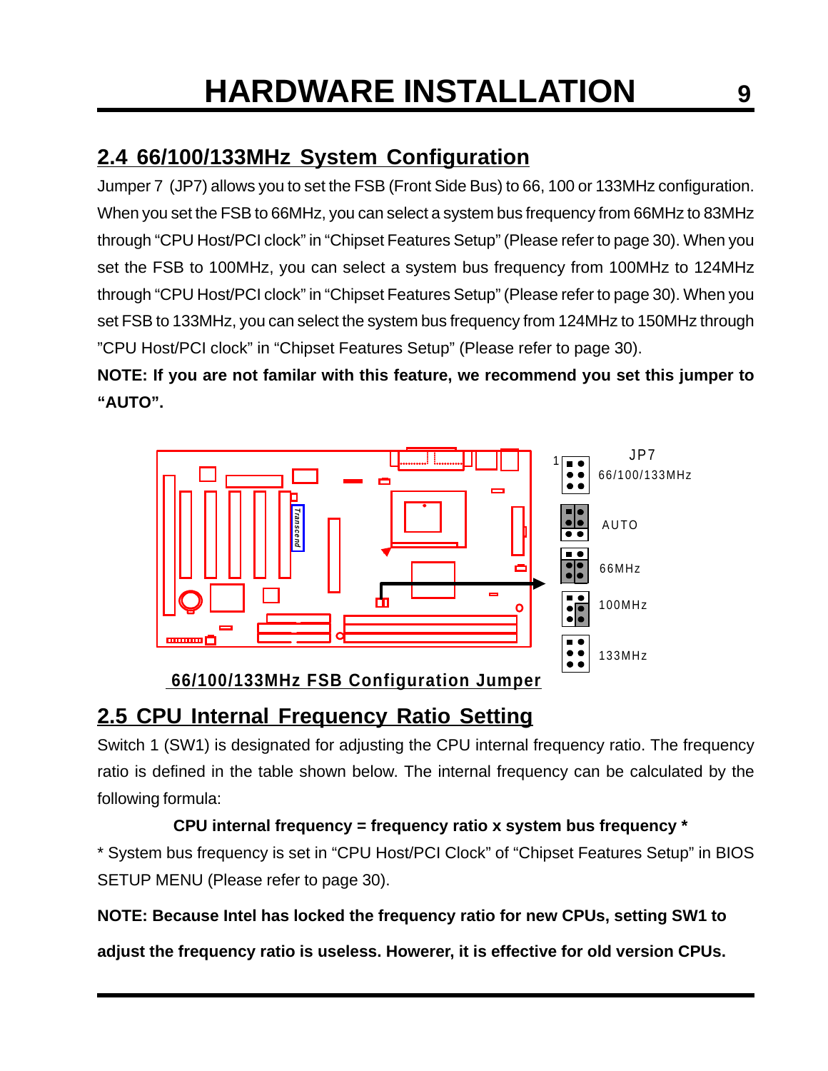## 2.4 66/100/133MHz System Configuration

Jumper 7 (JP7) allows you to set the FSB (Front Side Bus) to 66, 100 or 133MHz configuration. When you set the FSB to 66MHz, you can select a system bus frequency from 66MHz to 83MHz through "CPU Host/PCI clock" in "Chipset Features Setup" (Please refer to page 30). When you set the FSB to 100MHz, you can select a system bus frequency from 100MHz to 124MHz through "CPU Host/PCI clock" in "Chipset Features Setup" (Please refer to page 30). When you set FSB to 133MHz, you can select the system bus frequency from 124MHz to 150MHz through "CPU Host/PCI clock" in "Chipset Features Setup" (Please refer to page 30).

**NOTE: If you are not familar with this feature, we recommend you set this jumper to "AUTO".**

JP7
66/100/133MHz

AUTO

66MHz

100MHz

133MHz

66/100/133MHz FSB Configuration Jumper

## 2.5 CPU Internal Frequency Ratio Setting

Switch 1 (SW1) is designated for adjusting the CPU internal frequency ratio. The frequency ratio is defined in the table shown below. The internal frequency can be calculated by the following formula:

**CPU internal frequency = frequency ratio x system bus frequency ***

* System bus frequency is set in "CPU Host/PCI Clock" of "Chipset Features Setup" in BIOS SETUP MENU (Please refer to page 30).

**NOTE: Because Intel has locked the frequency ratio for new CPUs, setting SW1 to adjust the frequency ratio is useless. Howerer, it is effective for old version CPUs.**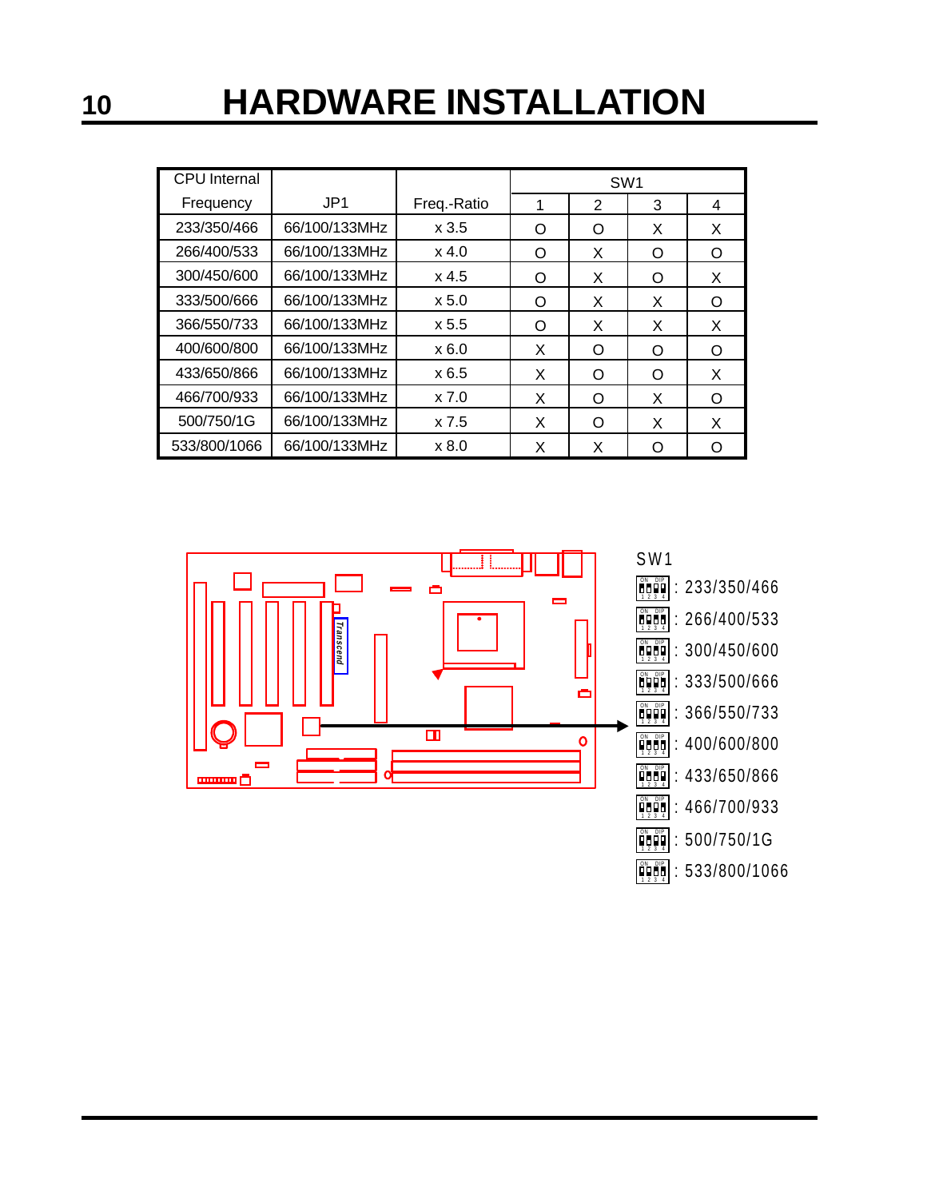# HARDWARE INSTALLATION

| CPU Internal Frequency | JP1 | Freq.-Ratio | SW1 | | | |
|---|---|---|---|---|---|---|
| | | | 1 | 2 | 3 | 4 |
| 233/350/466 | 66/100/133MHz | x 3.5 | O | O | X | X |
| 266/400/533 | 66/100/133MHz | x 4.0 | O | X | O | O |
| 300/450/600 | 66/100/133MHz | x 4.5 | O | X | O | X |
| 333/500/666 | 66/100/133MHz | x 5.0 | O | X | X | O |
| 366/550/733 | 66/100/133MHz | x 5.5 | O | X | X | X |
| 400/600/800 | 66/100/133MHz | x 6.0 | X | O | O | O |
| 433/650/866 | 66/100/133MHz | x 6.5 | X | O | O | X |
| 466/700/933 | 66/100/133MHz | x 7.0 | X | O | X | O |
| 500/750/1G | 66/100/133MHz | x 7.5 | X | O | X | X |
| 533/800/1066 | 66/100/133MHz | x 8.0 | X | X | O | O |

SW1

- : 233/350/466
- : 266/400/533
- : 300/450/600
- : 333/500/666
- : 366/550/733
- : 400/600/800
- : 433/650/866
- : 466/700/933
- : 500/750/1G
- : 533/800/1066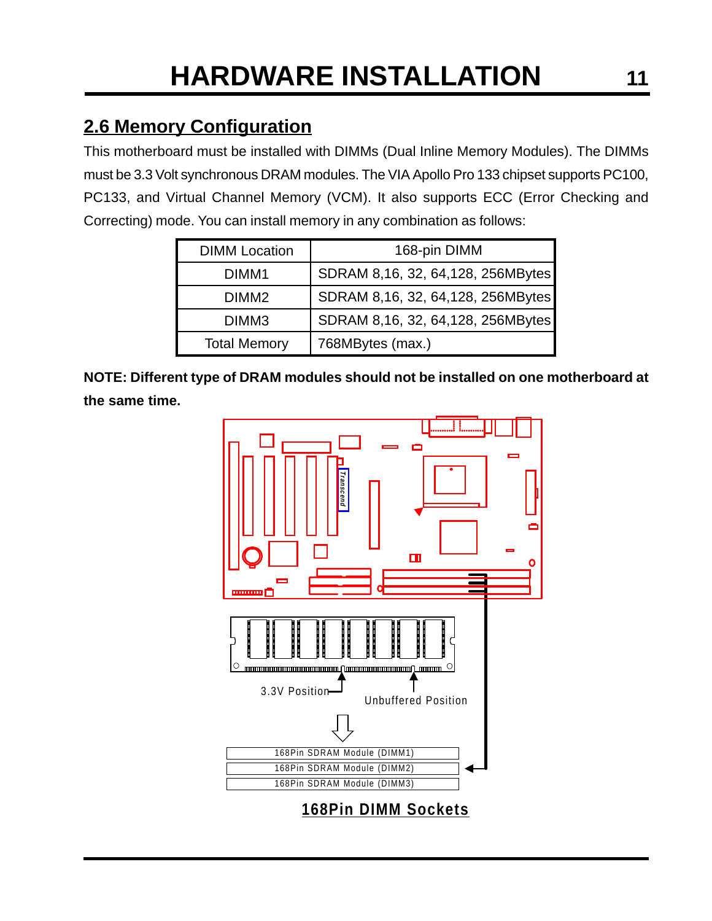## 2.6 Memory Configuration

This motherboard must be installed with DIMMs (Dual Inline Memory Modules). The DIMMs must be 3.3 Volt synchronous DRAM modules. The VIA Apollo Pro 133 chipset supports PC100, PC133, and Virtual Channel Memory (VCM). It also supports ECC (Error Checking and Correcting) mode. You can install memory in any combination as follows:

| DIMM Location | 168-pin DIMM |
|---|---|
| DIMM1 | SDRAM 8,16, 32, 64,128, 256MBytes |
| DIMM2 | SDRAM 8,16, 32, 64,128, 256MBytes |
| DIMM3 | SDRAM 8,16, 32, 64,128, 256MBytes |
| Total Memory | 768MBytes (max.) |

**NOTE: Different type of DRAM modules should not be installed on one motherboard at the same time.**

3.3V Position

Unbuffered Position

168Pin SDRAM Module (DIMM1)

168Pin SDRAM Module (DIMM2)

168Pin SDRAM Module (DIMM3)

**168Pin DIMM Sockets**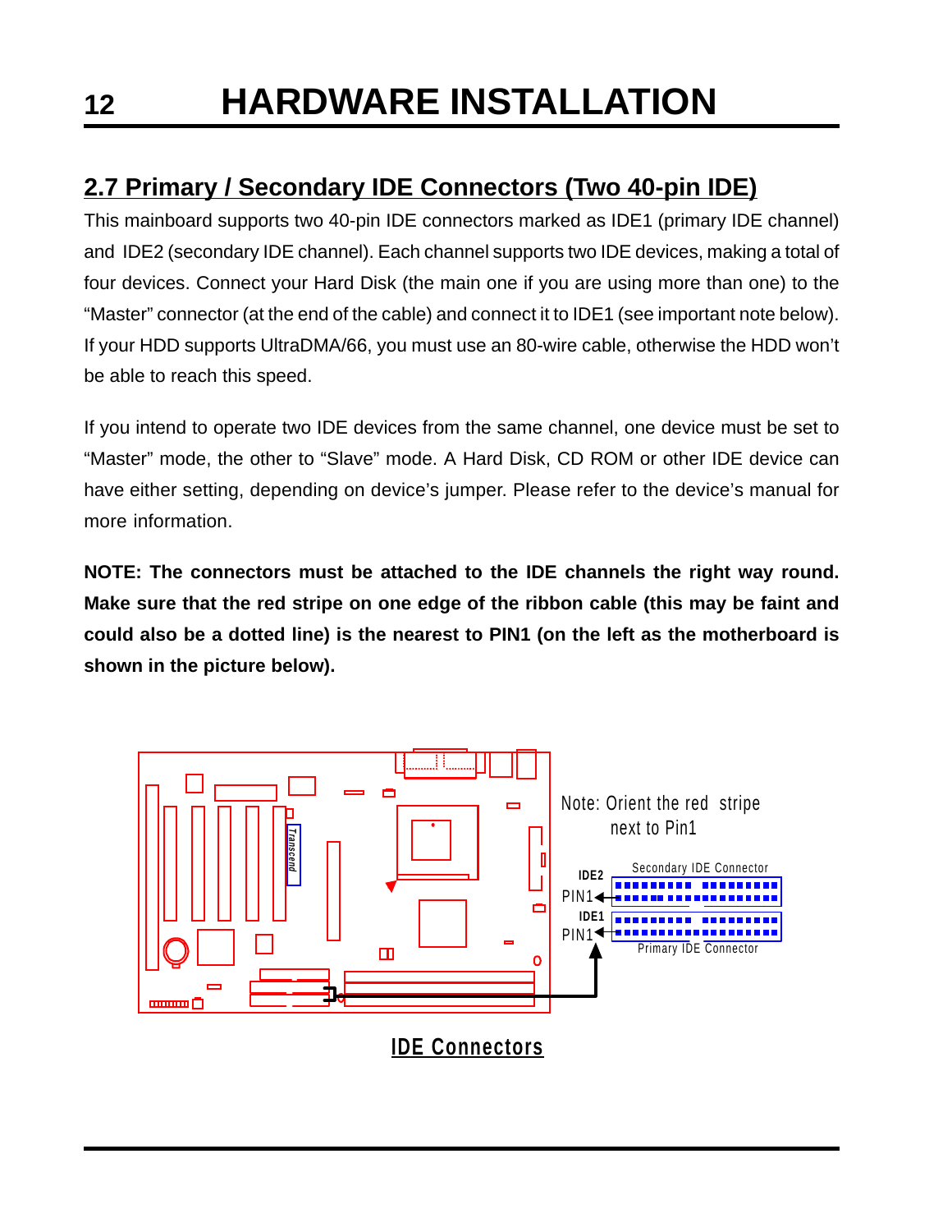## 2.7 Primary / Secondary IDE Connectors (Two 40-pin IDE)

This mainboard supports two 40-pin IDE connectors marked as IDE1 (primary IDE channel) and IDE2 (secondary IDE channel). Each channel supports two IDE devices, making a total of four devices. Connect your Hard Disk (the main one if you are using more than one) to the "Master" connector (at the end of the cable) and connect it to IDE1 (see important note below). If your HDD supports UltraDMA/66, you must use an 80-wire cable, otherwise the HDD won't be able to reach this speed.

If you intend to operate two IDE devices from the same channel, one device must be set to "Master" mode, the other to "Slave" mode. A Hard Disk, CD ROM or other IDE device can have either setting, depending on device's jumper. Please refer to the device's manual for more information.

**NOTE: The connectors must be attached to the IDE channels the right way round. Make sure that the red stripe on one edge of the ribbon cable (this may be faint and could also be a dotted line) is the nearest to PIN1 (on the left as the motherboard is shown in the picture below).**

Note: Orient the red stripe next to Pin1

IDE2 PIN1 Secondary IDE Connector

IDE1 PIN1 Primary IDE Connector

**IDE Connectors**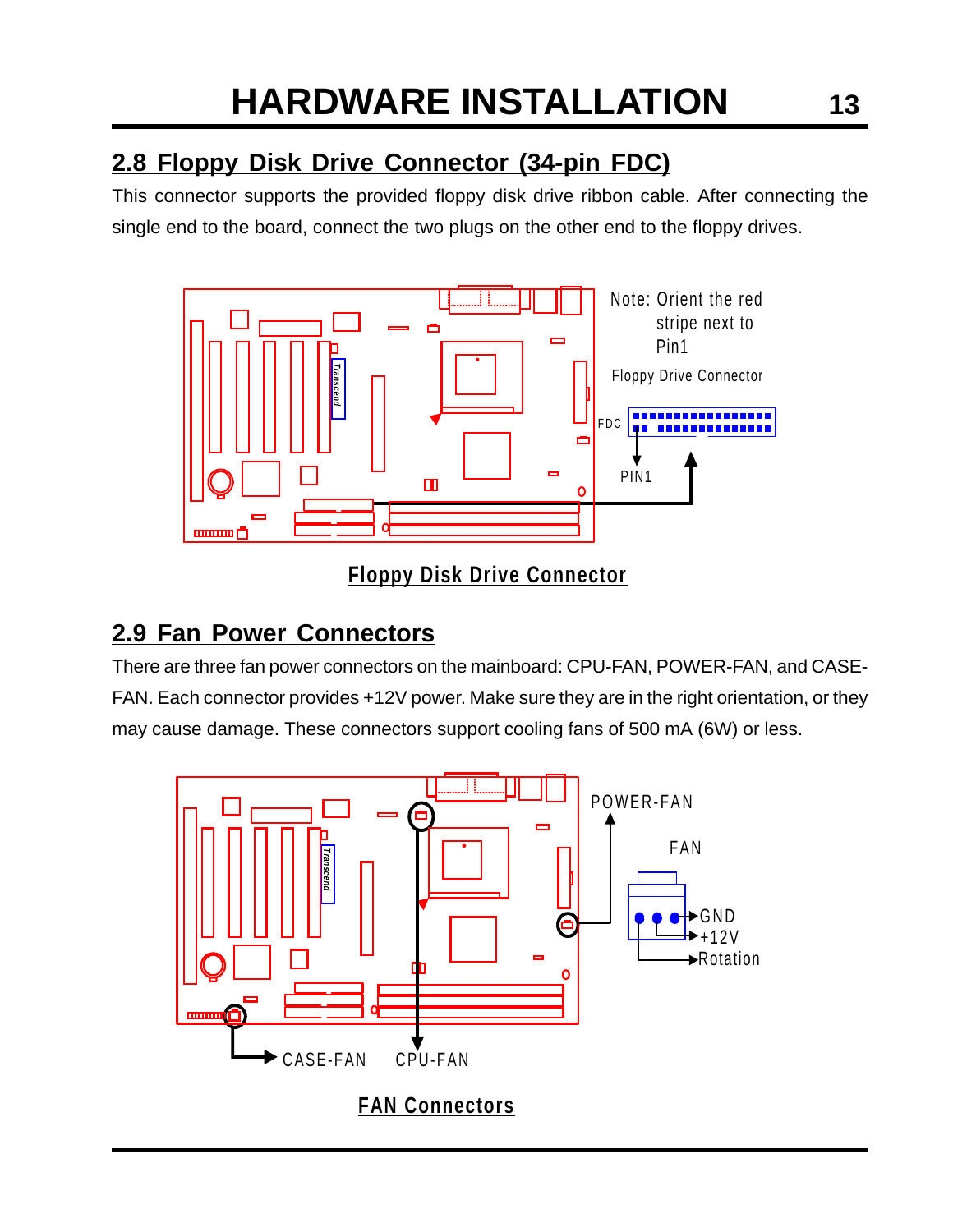## 2.8 Floppy Disk Drive Connector (34-pin FDC)

This connector supports the provided floppy disk drive ribbon cable. After connecting the single end to the board, connect the two plugs on the other end to the floppy drives.

Note: Orient the red stripe next to Pin1

Floppy Drive Connector

FDC

PIN1

**Floppy Disk Drive Connector**

## 2.9 Fan Power Connectors

There are three fan power connectors on the mainboard: CPU-FAN, POWER-FAN, and CASE-FAN. Each connector provides +12V power. Make sure they are in the right orientation, or they may cause damage. These connectors support cooling fans of 500 mA (6W) or less.

POWER-FAN

FAN

GND

+12V

Rotation

CASE-FAN CPU-FAN

**FAN Connectors**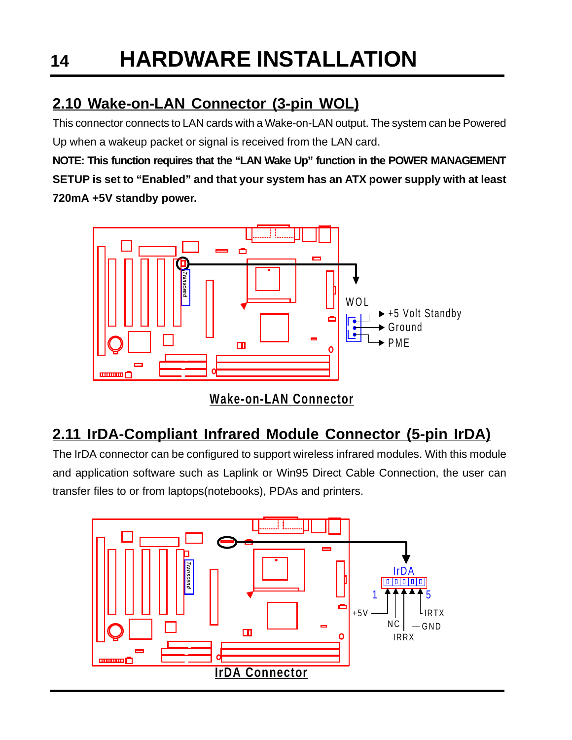## 2.10 Wake-on-LAN Connector (3-pin WOL)

This connector connects to LAN cards with a Wake-on-LAN output. The system can be Powered Up when a wakeup packet or signal is received from the LAN card.

**NOTE: This function requires that the "LAN Wake Up" function in the POWER MANAGEMENT SETUP is set to "Enabled" and that your system has an ATX power supply with at least 720mA +5V standby power.**

WOL

+5 Volt Standby

Ground

PME

Wake-on-LAN Connector

## 2.11 IrDA-Compliant Infrared Module Connector (5-pin IrDA)

The IrDA connector can be configured to support wireless infrared modules. With this module and application software such as Laplink or Win95 Direct Cable Connection, the user can transfer files to or from laptops(notebooks), PDAs and printers.

IrDA

1 5

+5V NC IRRX GND IRTX

IrDA Connector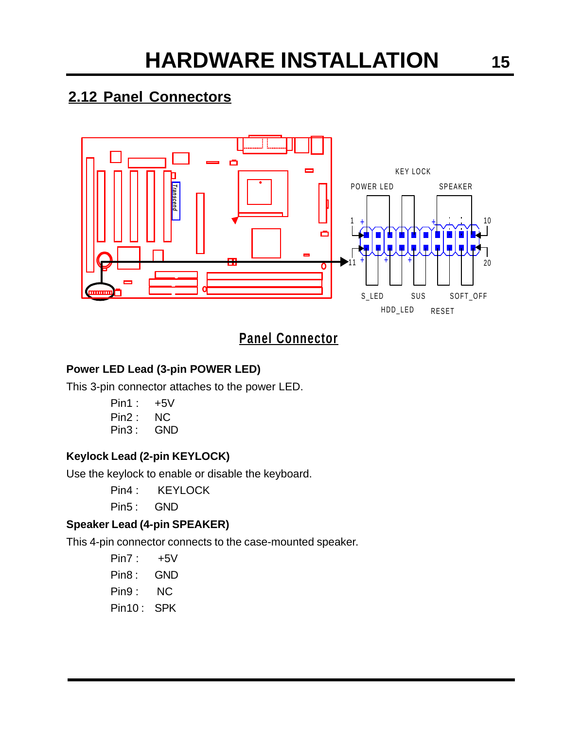## 2.12 Panel Connectors

Panel Connector

#### Power LED Lead (3-pin POWER LED)

This 3-pin connector attaches to the power LED.

Pin1 : +5V
Pin2 : NC
Pin3 : GND

#### Keylock Lead (2-pin KEYLOCK)

Use the keylock to enable or disable the keyboard.

Pin4 : KEYLOCK
Pin5 : GND

#### Speaker Lead (4-pin SPEAKER)

This 4-pin connector connects to the case-mounted speaker.

Pin7 : +5V
Pin8 : GND
Pin9 : NC
Pin10 : SPK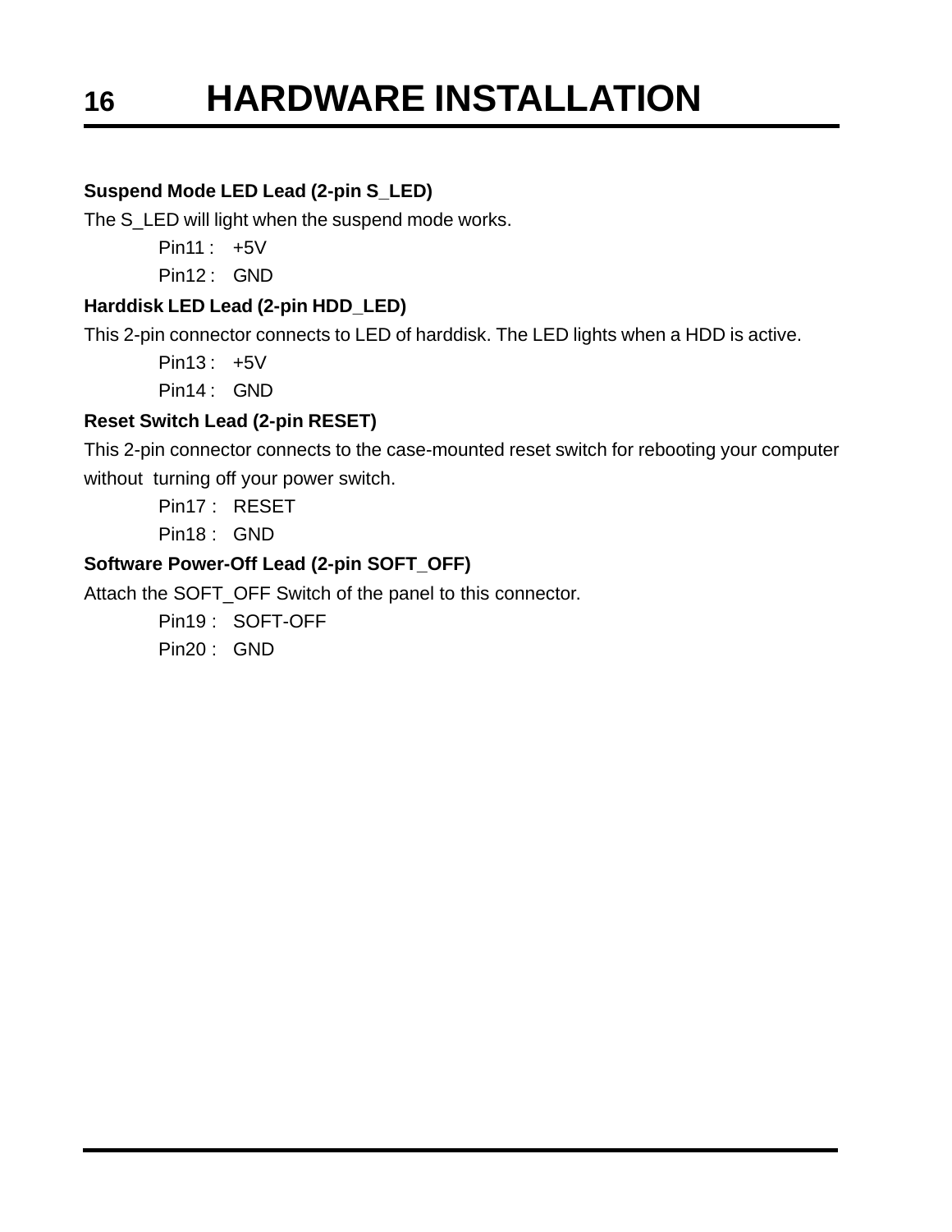# HARDWARE INSTALLATION

**Suspend Mode LED Lead (2-pin S_LED)**

The S_LED will light when the suspend mode works.

Pin11 : +5V

Pin12 : GND

**Harddisk LED Lead (2-pin HDD_LED)**

This 2-pin connector connects to LED of harddisk. The LED lights when a HDD is active.

Pin13 : +5V

Pin14 : GND

**Reset Switch Lead (2-pin RESET)**

This 2-pin connector connects to the case-mounted reset switch for rebooting your computer without turning off your power switch.

Pin17 : RESET

Pin18 : GND

**Software Power-Off Lead (2-pin SOFT_OFF)**

Attach the SOFT_OFF Switch of the panel to this connector.

Pin19 : SOFT-OFF

Pin20 : GND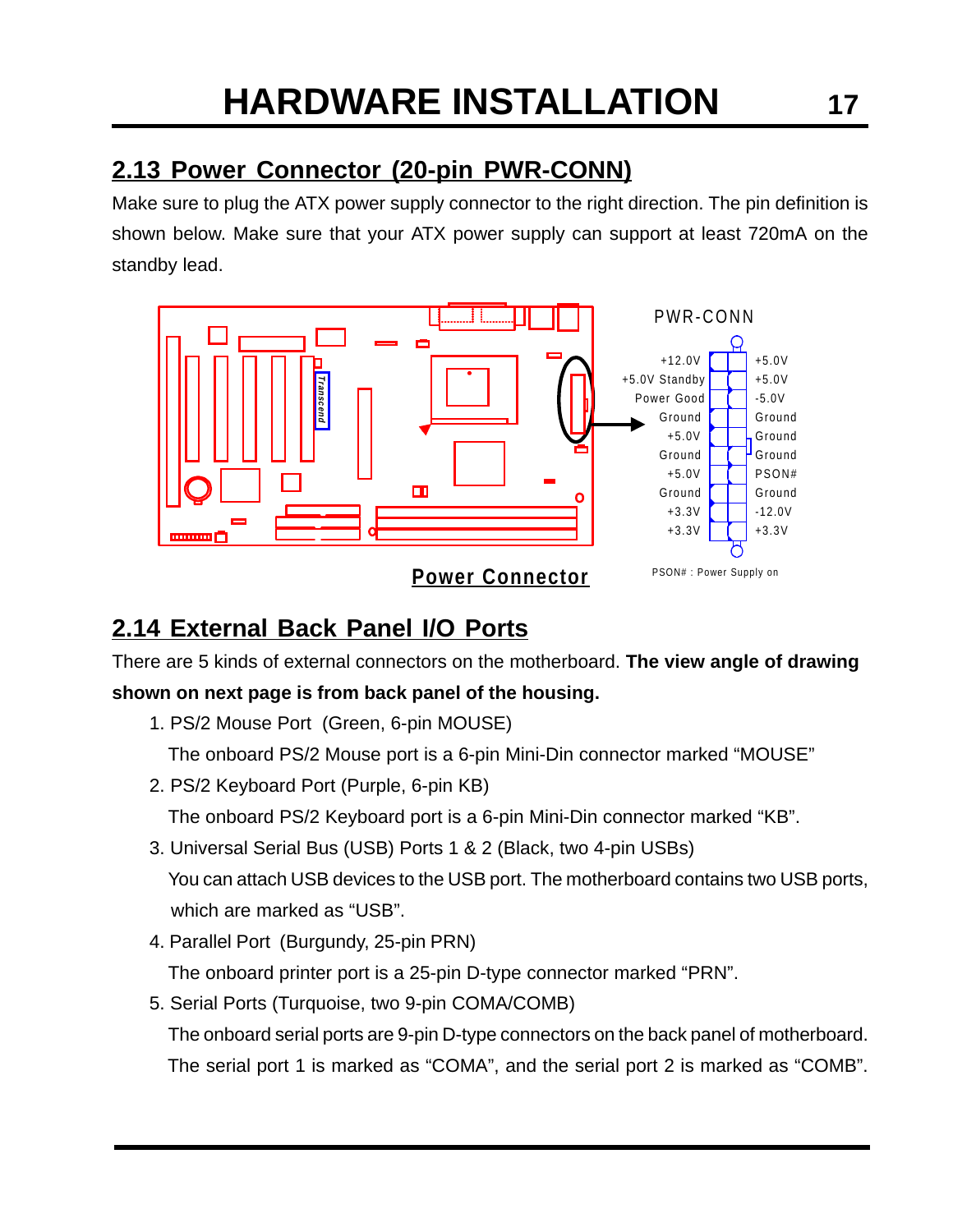## 2.13 Power Connector (20-pin PWR-CONN)

Make sure to plug the ATX power supply connector to the right direction. The pin definition is shown below. Make sure that your ATX power supply can support at least 720mA on the standby lead.

PWR-CONN

| | |
|---|---|
| +12.0V | +5.0V |
| +5.0V Standby | +5.0V |
| Power Good | -5.0V |
| Ground | Ground |
| +5.0V | Ground |
| Ground | Ground |
| +5.0V | PSON# |
| Ground | Ground |
| +3.3V | -12.0V |
| +3.3V | +3.3V |

PSON# : Power Supply on

**Power Connector**

## 2.14 External Back Panel I/O Ports

There are 5 kinds of external connectors on the motherboard. **The view angle of drawing shown on next page is from back panel of the housing.**

1. PS/2 Mouse Port (Green, 6-pin MOUSE)
   The onboard PS/2 Mouse port is a 6-pin Mini-Din connector marked “MOUSE”
2. PS/2 Keyboard Port (Purple, 6-pin KB)
   The onboard PS/2 Keyboard port is a 6-pin Mini-Din connector marked “KB”.
3. Universal Serial Bus (USB) Ports 1 & 2 (Black, two 4-pin USBs)
   You can attach USB devices to the USB port. The motherboard contains two USB ports, which are marked as “USB”.
4. Parallel Port (Burgundy, 25-pin PRN)
   The onboard printer port is a 25-pin D-type connector marked “PRN”.
5. Serial Ports (Turquoise, two 9-pin COMA/COMB)
   The onboard serial ports are 9-pin D-type connectors on the back panel of motherboard. The serial port 1 is marked as “COMA”, and the serial port 2 is marked as “COMB”.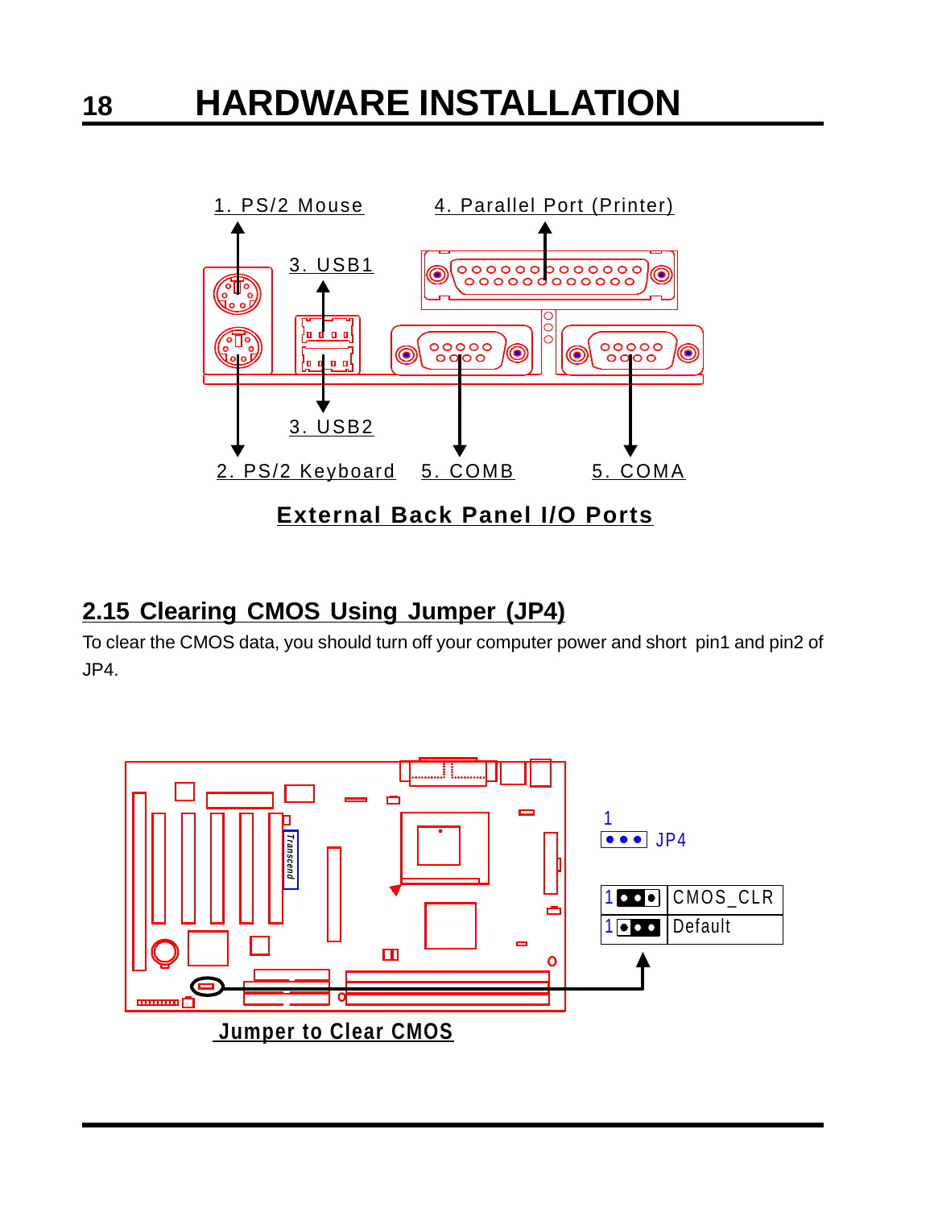1. PS/2 Mouse

2. PS/2 Keyboard

3. USB1

3. USB2

4. Parallel Port (Printer)

5. COMB

5. COMA

**External Back Panel I/O Ports**

## 2.15 Clearing CMOS Using Jumper (JP4)

To clear the CMOS data, you should turn off your computer power and short pin1 and pin2 of JP4.

1 JP4

| Jumper | Setting |
| --- | --- |
| 1 | CMOS_CLR |
| 1 | Default |

**Jumper to Clear CMOS**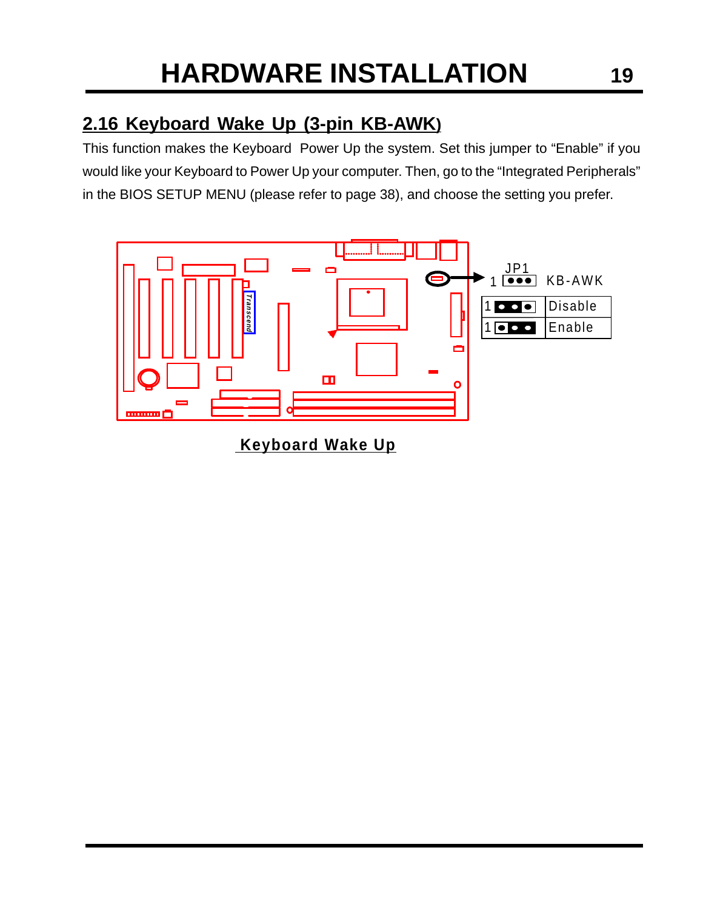## 2.16 Keyboard Wake Up (3-pin KB-AWK)

This function makes the Keyboard Power Up the system. Set this jumper to "Enable" if you would like your Keyboard to Power Up your computer. Then, go to the "Integrated Peripherals" in the BIOS SETUP MENU (please refer to page 38), and choose the setting you prefer.

JP1 KB-AWK

| Jumper | Setting |
|---|---|
| 1-2 | Disable |
| 2-3 | Enable |

**Keyboard Wake Up**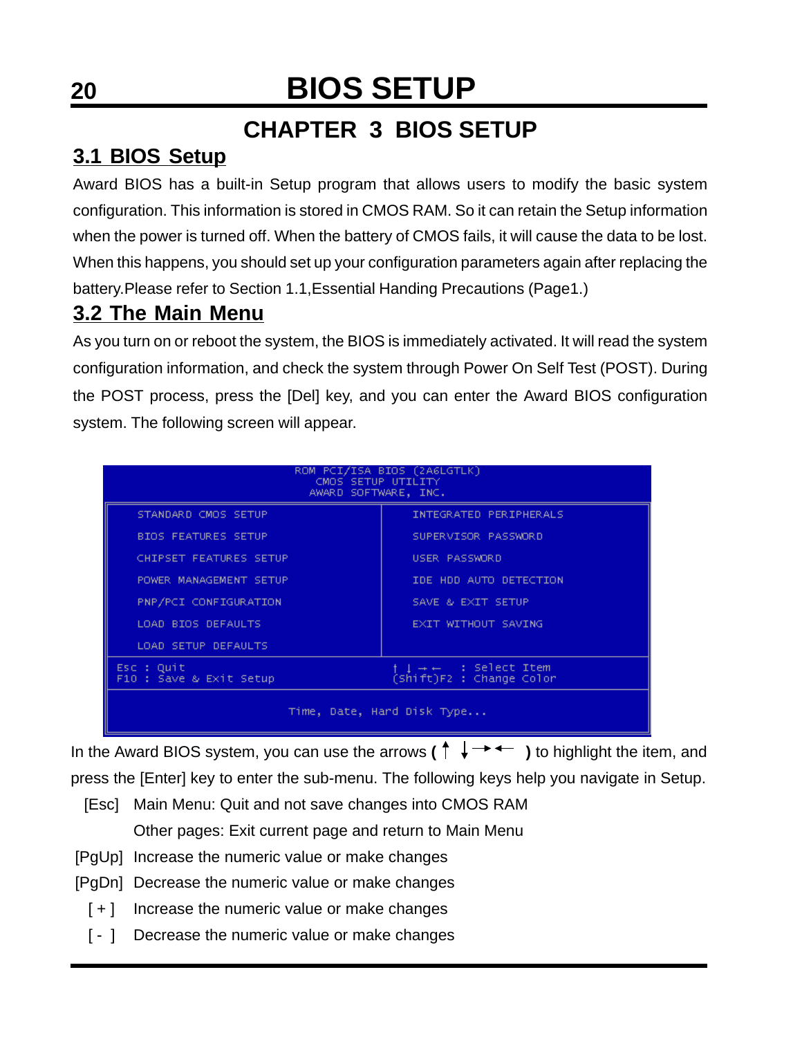# CHAPTER 3 BIOS SETUP

## 3.1 BIOS Setup

Award BIOS has a built-in Setup program that allows users to modify the basic system configuration. This information is stored in CMOS RAM. So it can retain the Setup information when the power is turned off. When the battery of CMOS fails, it will cause the data to be lost. When this happens, you should set up your configuration parameters again after replacing the battery.Please refer to Section 1.1,Essential Handing Precautions (Page1.)

## 3.2 The Main Menu

As you turn on or reboot the system, the BIOS is immediately activated. It will read the system configuration information, and check the system through Power On Self Test (POST). During the POST process, press the [Del] key, and you can enter the Award BIOS configuration system. The following screen will appear.

```
                     ROM PCI/ISA BIOS (2A6LGTLK)
                         CMOS SETUP UTILITY
                        AWARD SOFTWARE, INC.

    STANDARD CMOS SETUP              INTEGRATED PERIPHERALS
    BIOS FEATURES SETUP              SUPERVISOR PASSWORD
    CHIPSET FEATURES SETUP           USER PASSWORD
    POWER MANAGEMENT SETUP           IDE HDD AUTO DETECTION
    PNP/PCI CONFIGURATION            SAVE & EXIT SETUP
    LOAD BIOS DEFAULTS               EXIT WITHOUT SAVING
    LOAD SETUP DEFAULTS

  Esc : Quit                         ↑ ↓ → ←   : Select Item
  F10 : Save & Exit Setup            (Shift)F2 : Change Color

                      Time, Date, Hard Disk Type...
```

In the Award BIOS system, you can use the arrows ( ↑ ↓ → ← ) to highlight the item, and press the [Enter] key to enter the sub-menu. The following keys help you navigate in Setup.

[Esc] Main Menu: Quit and not save changes into CMOS RAM
Other pages: Exit current page and return to Main Menu

[PgUp] Increase the numeric value or make changes

[PgDn] Decrease the numeric value or make changes

[ + ] Increase the numeric value or make changes

[ - ] Decrease the numeric value or make changes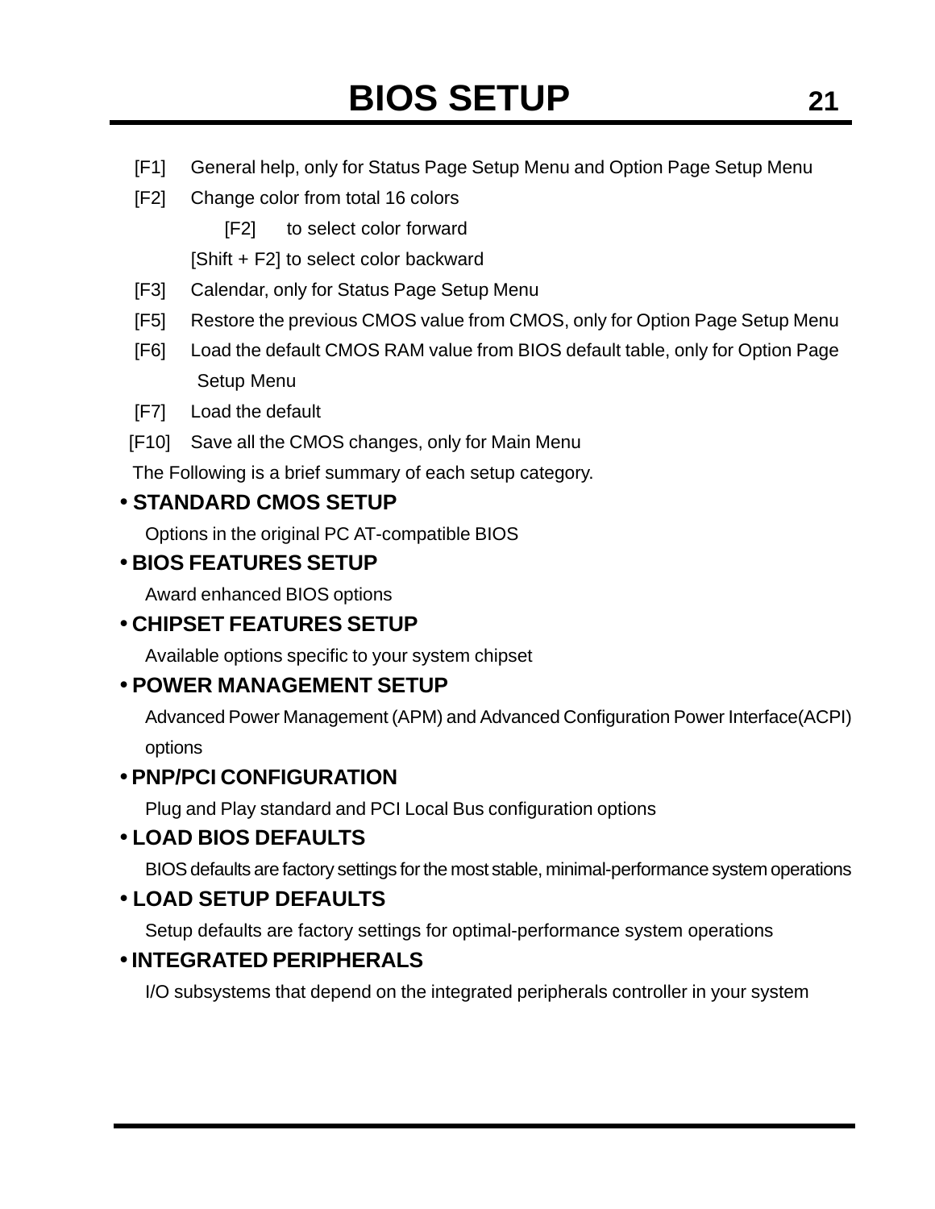[F1] General help, only for Status Page Setup Menu and Option Page Setup Menu

[F2] Change color from total 16 colors

[F2] to select color forward

[Shift + F2] to select color backward

[F3] Calendar, only for Status Page Setup Menu

[F5] Restore the previous CMOS value from CMOS, only for Option Page Setup Menu

[F6] Load the default CMOS RAM value from BIOS default table, only for Option Page Setup Menu

[F7] Load the default

[F10] Save all the CMOS changes, only for Main Menu

The Following is a brief summary of each setup category.

- **STANDARD CMOS SETUP**

  Options in the original PC AT-compatible BIOS

- **BIOS FEATURES SETUP**

  Award enhanced BIOS options

- **CHIPSET FEATURES SETUP**

  Available options specific to your system chipset

- **POWER MANAGEMENT SETUP**

  Advanced Power Management (APM) and Advanced Configuration Power Interface(ACPI) options

- **PNP/PCI CONFIGURATION**

  Plug and Play standard and PCI Local Bus configuration options

- **LOAD BIOS DEFAULTS**

  BIOS defaults are factory settings for the most stable, minimal-performance system operations

- **LOAD SETUP DEFAULTS**

  Setup defaults are factory settings for optimal-performance system operations

- **INTEGRATED PERIPHERALS**

  I/O subsystems that depend on the integrated peripherals controller in your system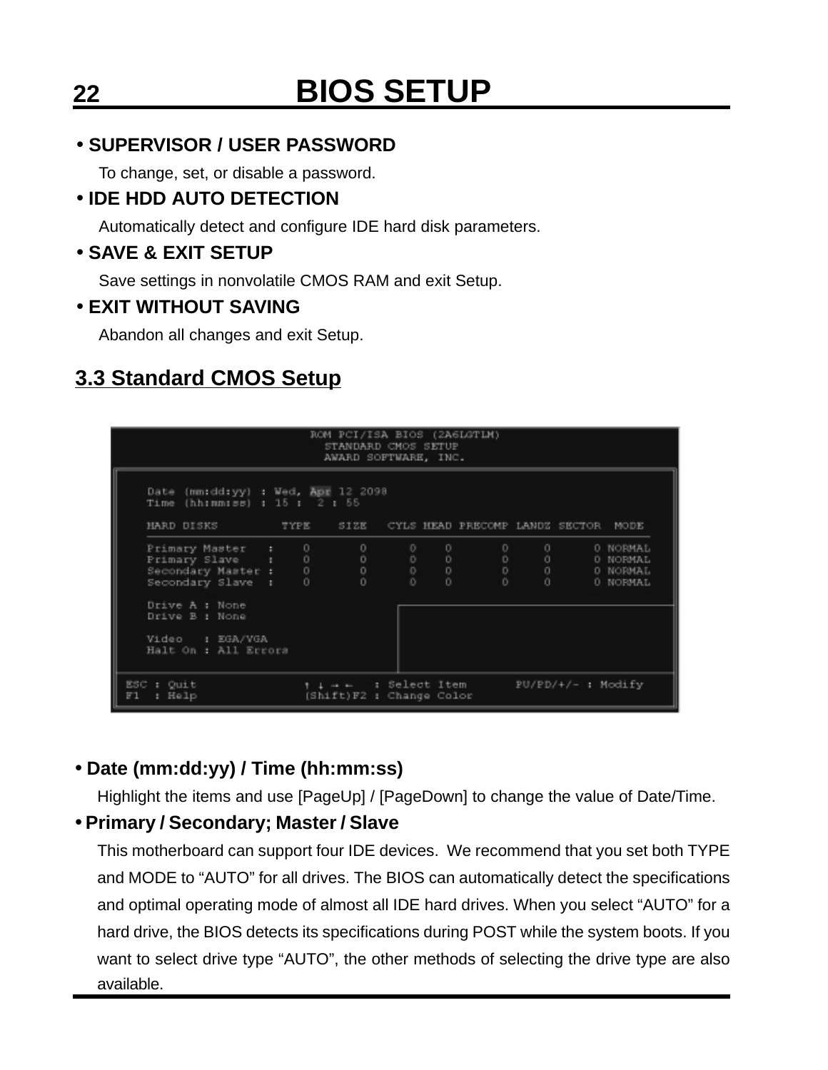# BIOS SETUP

- **SUPERVISOR / USER PASSWORD**

  To change, set, or disable a password.

- **IDE HDD AUTO DETECTION**

  Automatically detect and configure IDE hard disk parameters.

- **SAVE & EXIT SETUP**

  Save settings in nonvolatile CMOS RAM and exit Setup.

- **EXIT WITHOUT SAVING**

  Abandon all changes and exit Setup.

## 3.3 Standard CMOS Setup

```
                  ROM PCI/ISA BIOS (2A6LGTLM)
                     STANDARD CMOS SETUP
                    AWARD SOFTWARE, INC.

  Date (mm:dd:yy) : Wed, Apr 12 2098
  Time (hh:mm:ss) : 15 :  2 : 55

  HARD DISKS         TYPE    SIZE   CYLS HEAD PRECOMP LANDZ SECTOR  MODE

  Primary Master   :    0       0      0    0       0     0      0 NORMAL
  Primary Slave    :    0       0      0    0       0     0      0 NORMAL
  Secondary Master :    0       0      0    0       0     0      0 NORMAL
  Secondary Slave  :    0       0      0    0       0     0      0 NORMAL

  Drive A : None
  Drive B : None

  Video   : EGA/VGA
  Halt On : All Errors

ESC : Quit             ↑ ↓ → ←   : Select Item      PU/PD/+/- : Modify
F1  : Help             (Shift)F2 : Change Color
```

- **Date (mm:dd:yy) / Time (hh:mm:ss)**

  Highlight the items and use [PageUp] / [PageDown] to change the value of Date/Time.

- **Primary / Secondary; Master / Slave**

  This motherboard can support four IDE devices. We recommend that you set both TYPE and MODE to "AUTO" for all drives. The BIOS can automatically detect the specifications and optimal operating mode of almost all IDE hard drives. When you select "AUTO" for a hard drive, the BIOS detects its specifications during POST while the system boots. If you want to select drive type "AUTO", the other methods of selecting the drive type are also available.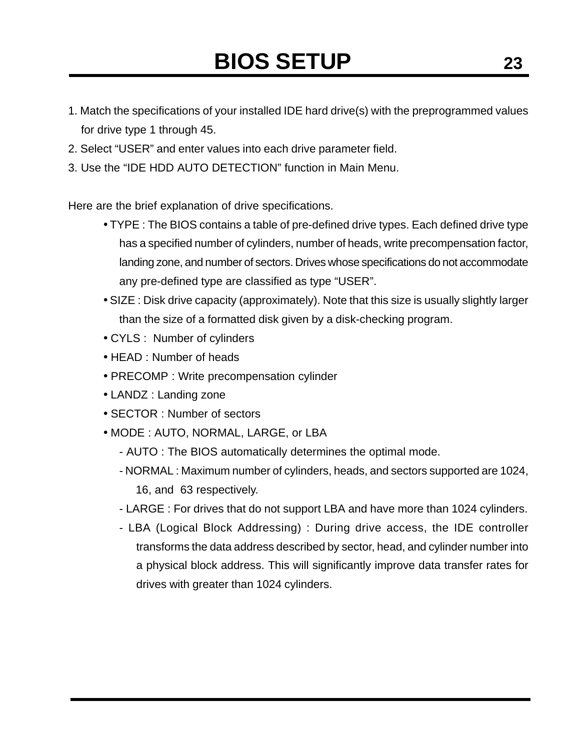# BIOS SETUP

1. Match the specifications of your installed IDE hard drive(s) with the preprogrammed values for drive type 1 through 45.
2. Select “USER” and enter values into each drive parameter field.
3. Use the “IDE HDD AUTO DETECTION” function in Main Menu.

Here are the brief explanation of drive specifications.

- TYPE : The BIOS contains a table of pre-defined drive types. Each defined drive type has a specified number of cylinders, number of heads, write precompensation factor, landing zone, and number of sectors. Drives whose specifications do not accommodate any pre-defined type are classified as type “USER”.
- SIZE : Disk drive capacity (approximately). Note that this size is usually slightly larger than the size of a formatted disk given by a disk-checking program.
- CYLS : Number of cylinders
- HEAD : Number of heads
- PRECOMP : Write precompensation cylinder
- LANDZ : Landing zone
- SECTOR : Number of sectors
- MODE : AUTO, NORMAL, LARGE, or LBA
  - AUTO : The BIOS automatically determines the optimal mode.
  - NORMAL : Maximum number of cylinders, heads, and sectors supported are 1024, 16, and 63 respectively.
  - LARGE : For drives that do not support LBA and have more than 1024 cylinders.
  - LBA (Logical Block Addressing) : During drive access, the IDE controller transforms the data address described by sector, head, and cylinder number into a physical block address. This will significantly improve data transfer rates for drives with greater than 1024 cylinders.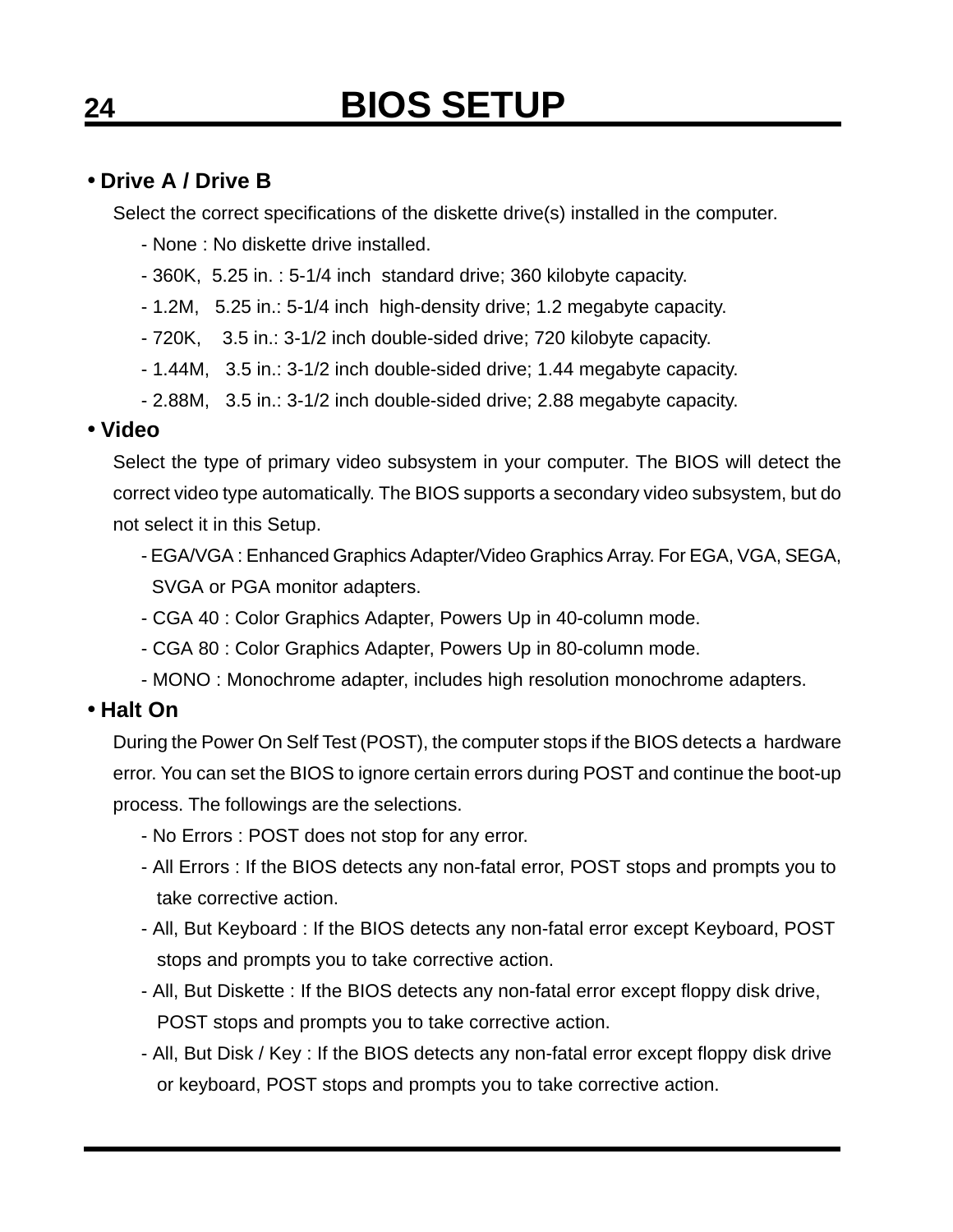- **Drive A / Drive B**

  Select the correct specifications of the diskette drive(s) installed in the computer.

  - None : No diskette drive installed.
  - 360K, 5.25 in. : 5-1/4 inch standard drive; 360 kilobyte capacity.
  - 1.2M, 5.25 in.: 5-1/4 inch high-density drive; 1.2 megabyte capacity.
  - 720K, 3.5 in.: 3-1/2 inch double-sided drive; 720 kilobyte capacity.
  - 1.44M, 3.5 in.: 3-1/2 inch double-sided drive; 1.44 megabyte capacity.
  - 2.88M, 3.5 in.: 3-1/2 inch double-sided drive; 2.88 megabyte capacity.

- **Video**

  Select the type of primary video subsystem in your computer. The BIOS will detect the correct video type automatically. The BIOS supports a secondary video subsystem, but do not select it in this Setup.

  - EGA/VGA : Enhanced Graphics Adapter/Video Graphics Array. For EGA, VGA, SEGA, SVGA or PGA monitor adapters.
  - CGA 40 : Color Graphics Adapter, Powers Up in 40-column mode.
  - CGA 80 : Color Graphics Adapter, Powers Up in 80-column mode.
  - MONO : Monochrome adapter, includes high resolution monochrome adapters.

- **Halt On**

  During the Power On Self Test (POST), the computer stops if the BIOS detects a hardware error. You can set the BIOS to ignore certain errors during POST and continue the boot-up process. The followings are the selections.

  - No Errors : POST does not stop for any error.
  - All Errors : If the BIOS detects any non-fatal error, POST stops and prompts you to take corrective action.
  - All, But Keyboard : If the BIOS detects any non-fatal error except Keyboard, POST stops and prompts you to take corrective action.
  - All, But Diskette : If the BIOS detects any non-fatal error except floppy disk drive, POST stops and prompts you to take corrective action.
  - All, But Disk / Key : If the BIOS detects any non-fatal error except floppy disk drive or keyboard, POST stops and prompts you to take corrective action.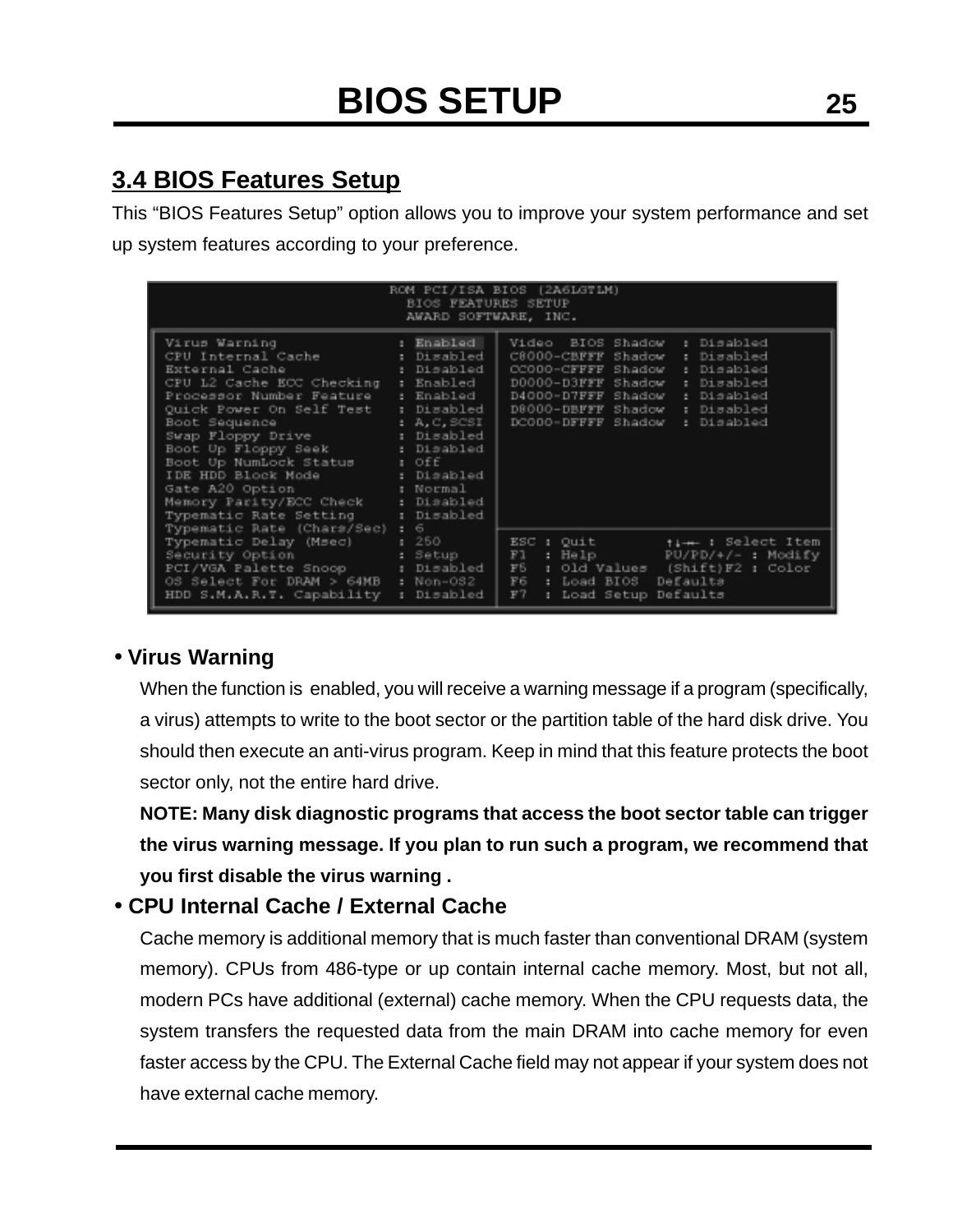## 3.4 BIOS Features Setup

This “BIOS Features Setup” option allows you to improve your system performance and set up system features according to your preference.

```
                    ROM PCI/ISA BIOS (2A6LGTLM)
                       BIOS FEATURES SETUP
                       AWARD SOFTWARE, INC.

Virus Warning               : Enabled     Video  BIOS Shadow  : Disabled
CPU Internal Cache          : Disabled    C8000-CBFFF Shadow  : Disabled
External Cache              : Disabled    CC000-CFFFF Shadow  : Disabled
CPU L2 Cache ECC Checking   : Enabled     D0000-D3FFF Shadow  : Disabled
Processor Number Feature    : Enabled     D4000-D7FFF Shadow  : Disabled
Quick Power On Self Test    : Disabled    D8000-DBFFF Shadow  : Disabled
Boot Sequence               : A,C,SCSI    DC000-DFFFF Shadow  : Disabled
Swap Floppy Drive           : Disabled
Boot Up Floppy Seek         : Disabled
Boot Up NumLock Status      : Off
IDE HDD Block Mode          : Disabled
Gate A20 Option             : Normal
Memory Parity/ECC Check     : Disabled
Typematic Rate Setting      : Disabled
Typematic Rate (Chars/Sec)  : 6
Typematic Delay (Msec)      : 250         ESC : Quit        ↑↓→← : Select Item
Security Option             : Setup       F1  : Help        PU/PD/+/- : Modify
PCI/VGA Palette Snoop       : Disabled    F5  : Old Values  (Shift)F2 : Color
OS Select For DRAM > 64MB   : Non-OS2     F6  : Load BIOS  Defaults
HDD S.M.A.R.T. Capability   : Disabled    F7  : Load Setup Defaults
```

- **Virus Warning**

  When the function is enabled, you will receive a warning message if a program (specifically, a virus) attempts to write to the boot sector or the partition table of the hard disk drive. You should then execute an anti-virus program. Keep in mind that this feature protects the boot sector only, not the entire hard drive.

  **NOTE: Many disk diagnostic programs that access the boot sector table can trigger the virus warning message. If you plan to run such a program, we recommend that you first disable the virus warning .**

- **CPU Internal Cache / External Cache**

  Cache memory is additional memory that is much faster than conventional DRAM (system memory). CPUs from 486-type or up contain internal cache memory. Most, but not all, modern PCs have additional (external) cache memory. When the CPU requests data, the system transfers the requested data from the main DRAM into cache memory for even faster access by the CPU. The External Cache field may not appear if your system does not have external cache memory.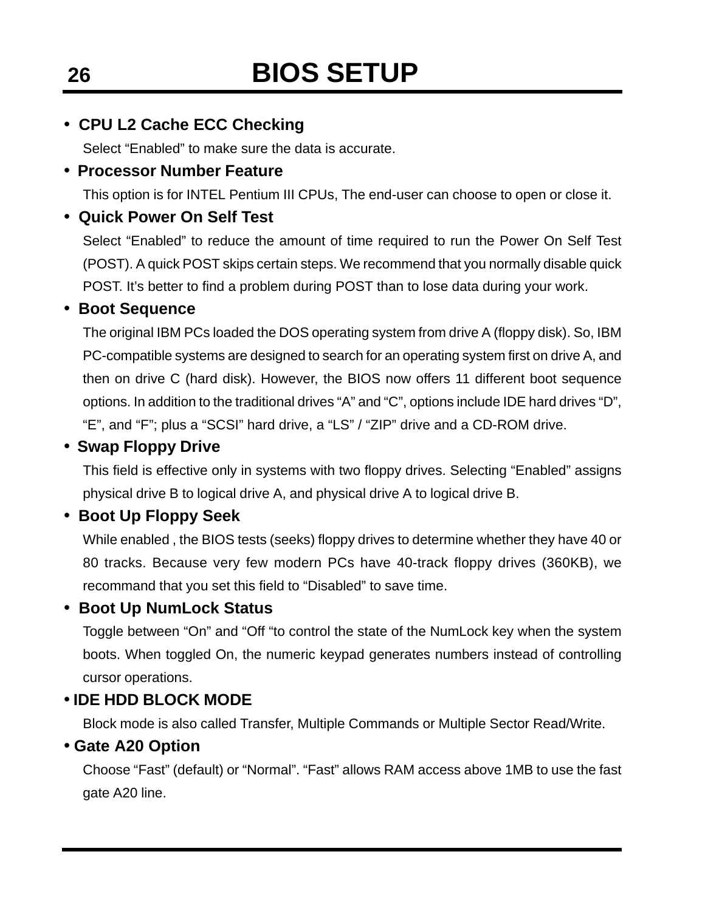- **CPU L2 Cache ECC Checking**

  Select “Enabled” to make sure the data is accurate.

- **Processor Number Feature**

  This option is for INTEL Pentium III CPUs, The end-user can choose to open or close it.

- **Quick Power On Self Test**

  Select “Enabled” to reduce the amount of time required to run the Power On Self Test (POST). A quick POST skips certain steps. We recommend that you normally disable quick POST. It’s better to find a problem during POST than to lose data during your work.

- **Boot Sequence**

  The original IBM PCs loaded the DOS operating system from drive A (floppy disk). So, IBM PC-compatible systems are designed to search for an operating system first on drive A, and then on drive C (hard disk). However, the BIOS now offers 11 different boot sequence options. In addition to the traditional drives “A” and “C”, options include IDE hard drives “D”, “E”, and “F”; plus a “SCSI” hard drive, a “LS” / “ZIP” drive and a CD-ROM drive.

- **Swap Floppy Drive**

  This field is effective only in systems with two floppy drives. Selecting “Enabled” assigns physical drive B to logical drive A, and physical drive A to logical drive B.

- **Boot Up Floppy Seek**

  While enabled , the BIOS tests (seeks) floppy drives to determine whether they have 40 or 80 tracks. Because very few modern PCs have 40-track floppy drives (360KB), we recommand that you set this field to “Disabled” to save time.

- **Boot Up NumLock Status**

  Toggle between “On” and “Off “to control the state of the NumLock key when the system boots. When toggled On, the numeric keypad generates numbers instead of controlling cursor operations.

- **IDE HDD BLOCK MODE**

  Block mode is also called Transfer, Multiple Commands or Multiple Sector Read/Write.

- **Gate A20 Option**

  Choose “Fast” (default) or “Normal”. “Fast” allows RAM access above 1MB to use the fast gate A20 line.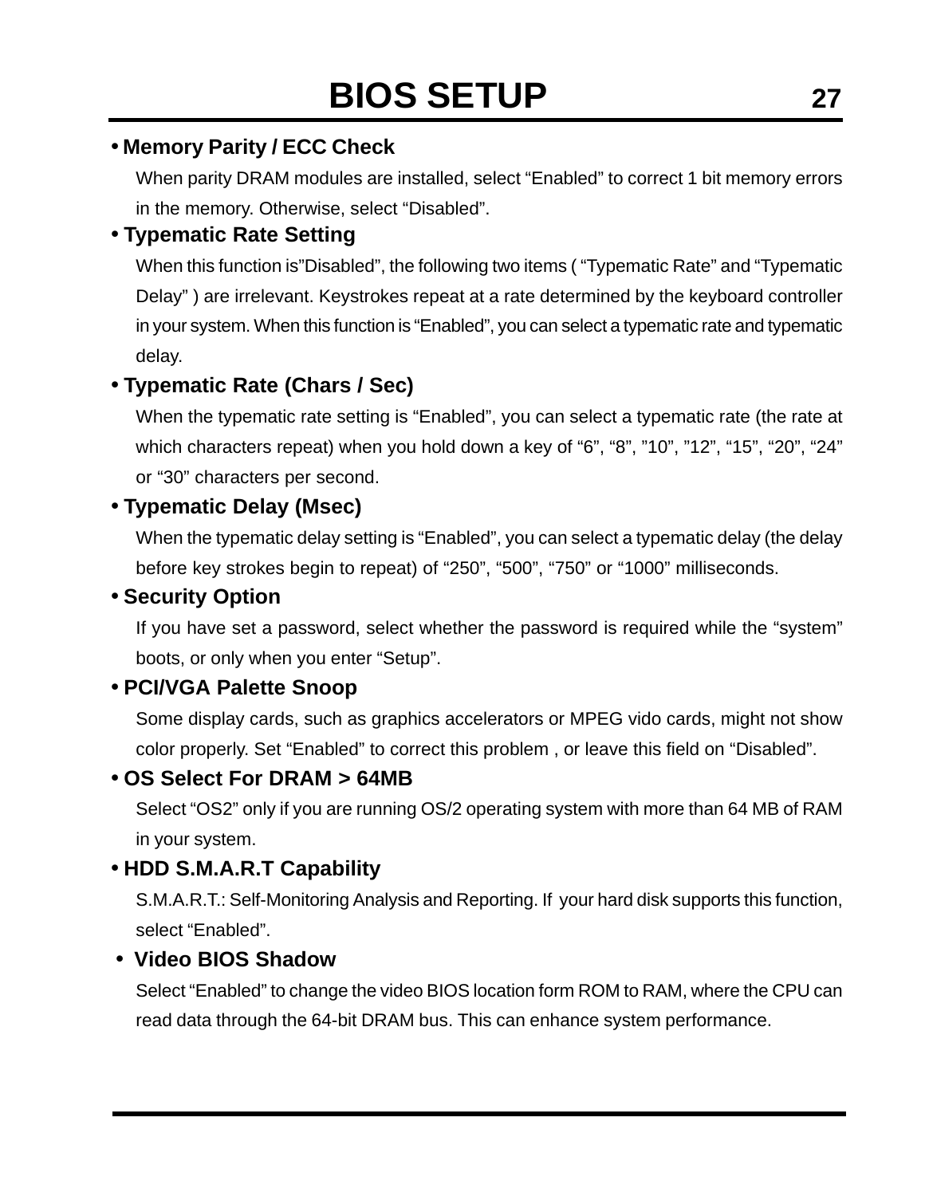# BIOS SETUP

- **Memory Parity / ECC Check**

  When parity DRAM modules are installed, select “Enabled” to correct 1 bit memory errors in the memory. Otherwise, select “Disabled”.

- **Typematic Rate Setting**

  When this function is”Disabled”, the following two items ( “Typematic Rate” and “Typematic Delay” ) are irrelevant. Keystrokes repeat at a rate determined by the keyboard controller in your system. When this function is “Enabled”, you can select a typematic rate and typematic delay.

- **Typematic Rate (Chars / Sec)**

  When the typematic rate setting is “Enabled”, you can select a typematic rate (the rate at which characters repeat) when you hold down a key of “6”, “8”, ”10”, ”12”, “15”, “20”, “24” or “30” characters per second.

- **Typematic Delay (Msec)**

  When the typematic delay setting is “Enabled”, you can select a typematic delay (the delay before key strokes begin to repeat) of “250”, “500”, “750” or “1000” milliseconds.

- **Security Option**

  If you have set a password, select whether the password is required while the “system” boots, or only when you enter “Setup”.

- **PCI/VGA Palette Snoop**

  Some display cards, such as graphics accelerators or MPEG vido cards, might not show color properly. Set “Enabled” to correct this problem , or leave this field on “Disabled”.

- **OS Select For DRAM > 64MB**

  Select “OS2” only if you are running OS/2 operating system with more than 64 MB of RAM in your system.

- **HDD S.M.A.R.T Capability**

  S.M.A.R.T.: Self-Monitoring Analysis and Reporting. If your hard disk supports this function, select “Enabled”.

- **Video BIOS Shadow**

  Select “Enabled” to change the video BIOS location form ROM to RAM, where the CPU can read data through the 64-bit DRAM bus. This can enhance system performance.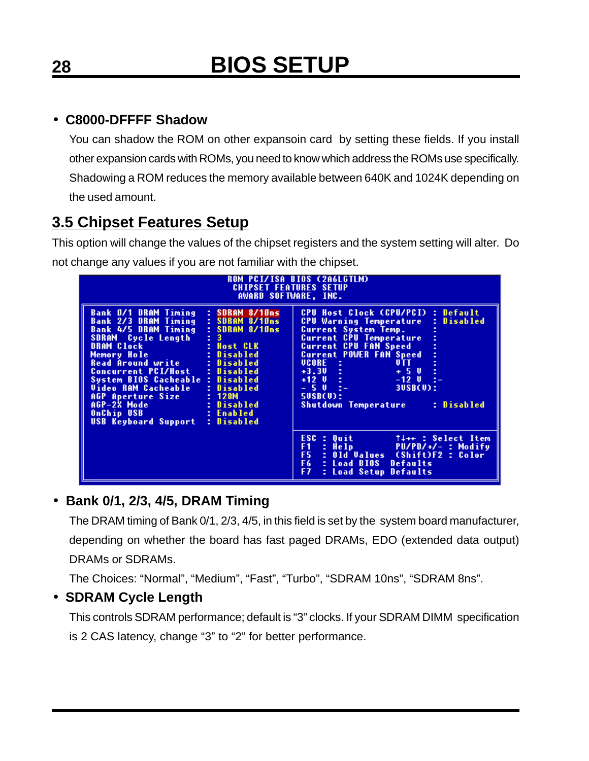- **C8000-DFFFF Shadow**

  You can shadow the ROM on other expansoin card by setting these fields. If you install other expansion cards with ROMs, you need to know which address the ROMs use specifically. Shadowing a ROM reduces the memory available between 640K and 1024K depending on the used amount.

## 3.5 Chipset Features Setup

This option will change the values of the chipset registers and the system setting will alter. Do not change any values if you are not familiar with the chipset.

```
                     ROM PCI/ISA BIOS (2A6LGTLM)
                       CHIPSET FEATURES SETUP
                        AWARD SOFTWARE, INC.

Bank 0/1 DRAM Timing    : SDRAM 8/10ns   CPU Host Clock (CPU/PCI)  : Default
Bank 2/3 DRAM Timing    : SDRAM 8/10ns   CPU Warning Temperature   : Disabled
Bank 4/5 DRAM Timing    : SDRAM 8/10ns   Current System Temp.      :
SDRAM  Cycle Length     : 3              Current CPU Temperature   :
DRAM Clock              : Host CLK       Current CPU FAN Speed     :
Memory Hole             : Disabled       Current POWER FAN Speed   :
Read Around write       : Disabled       VCORE  :          VTT     :
Concurrent PCI/Host     : Disabled       +3.3V  :          + 5 V   :
System BIOS Cacheable   : Disabled       +12 V  :          -12 V   :-
Video RAM Cacheable     : Disabled       - 5 V  :-         3VSB(V):
AGP Aperture Size       : 128M           5VSB(V):
AGP-2X Mode             : Disabled       Shutdown Temperature      : Disabled
OnChip USB              : Enabled
USB Keyboard Support    : Disabled
                                         ESC : Quit        ↑↓→← : Select Item
                                         F1  : Help        PU/PD/+/- : Modify
                                         F5  : Old Values  (Shift)F2 : Color
                                         F6  : Load BIOS  Defaults
                                         F7  : Load Setup Defaults
```

- **Bank 0/1, 2/3, 4/5, DRAM Timing**

  The DRAM timing of Bank 0/1, 2/3, 4/5, in this field is set by the system board manufacturer, depending on whether the board has fast paged DRAMs, EDO (extended data output) DRAMs or SDRAMs.

  The Choices: "Normal", "Medium", "Fast", "Turbo", "SDRAM 10ns", "SDRAM 8ns".

- **SDRAM Cycle Length**

  This controls SDRAM performance; default is "3" clocks. If your SDRAM DIMM specification is 2 CAS latency, change "3" to "2" for better performance.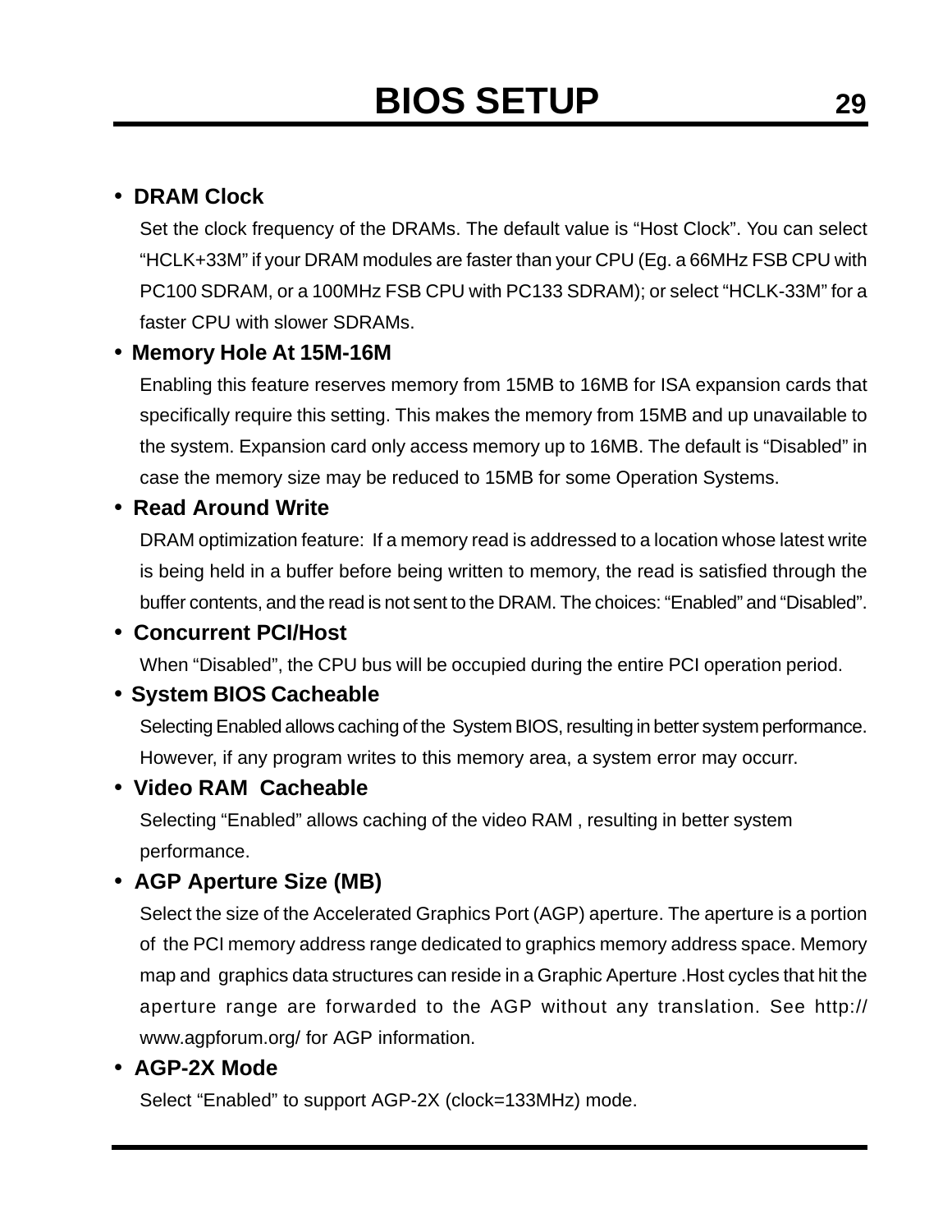- **DRAM Clock**

  Set the clock frequency of the DRAMs. The default value is “Host Clock”. You can select “HCLK+33M” if your DRAM modules are faster than your CPU (Eg. a 66MHz FSB CPU with PC100 SDRAM, or a 100MHz FSB CPU with PC133 SDRAM); or select “HCLK-33M” for a faster CPU with slower SDRAMs.

- **Memory Hole At 15M-16M**

  Enabling this feature reserves memory from 15MB to 16MB for ISA expansion cards that specifically require this setting. This makes the memory from 15MB and up unavailable to the system. Expansion card only access memory up to 16MB. The default is “Disabled” in case the memory size may be reduced to 15MB for some Operation Systems.

- **Read Around Write**

  DRAM optimization feature: If a memory read is addressed to a location whose latest write is being held in a buffer before being written to memory, the read is satisfied through the buffer contents, and the read is not sent to the DRAM. The choices: “Enabled” and “Disabled”.

- **Concurrent PCI/Host**

  When “Disabled”, the CPU bus will be occupied during the entire PCI operation period.

- **System BIOS Cacheable**

  Selecting Enabled allows caching of the System BIOS, resulting in better system performance. However, if any program writes to this memory area, a system error may occurr.

- **Video RAM Cacheable**

  Selecting “Enabled” allows caching of the video RAM , resulting in better system performance.

- **AGP Aperture Size (MB)**

  Select the size of the Accelerated Graphics Port (AGP) aperture. The aperture is a portion of the PCI memory address range dedicated to graphics memory address space. Memory map and graphics data structures can reside in a Graphic Aperture .Host cycles that hit the aperture range are forwarded to the AGP without any translation. See http://www.agpforum.org/ for AGP information.

- **AGP-2X Mode**

  Select “Enabled” to support AGP-2X (clock=133MHz) mode.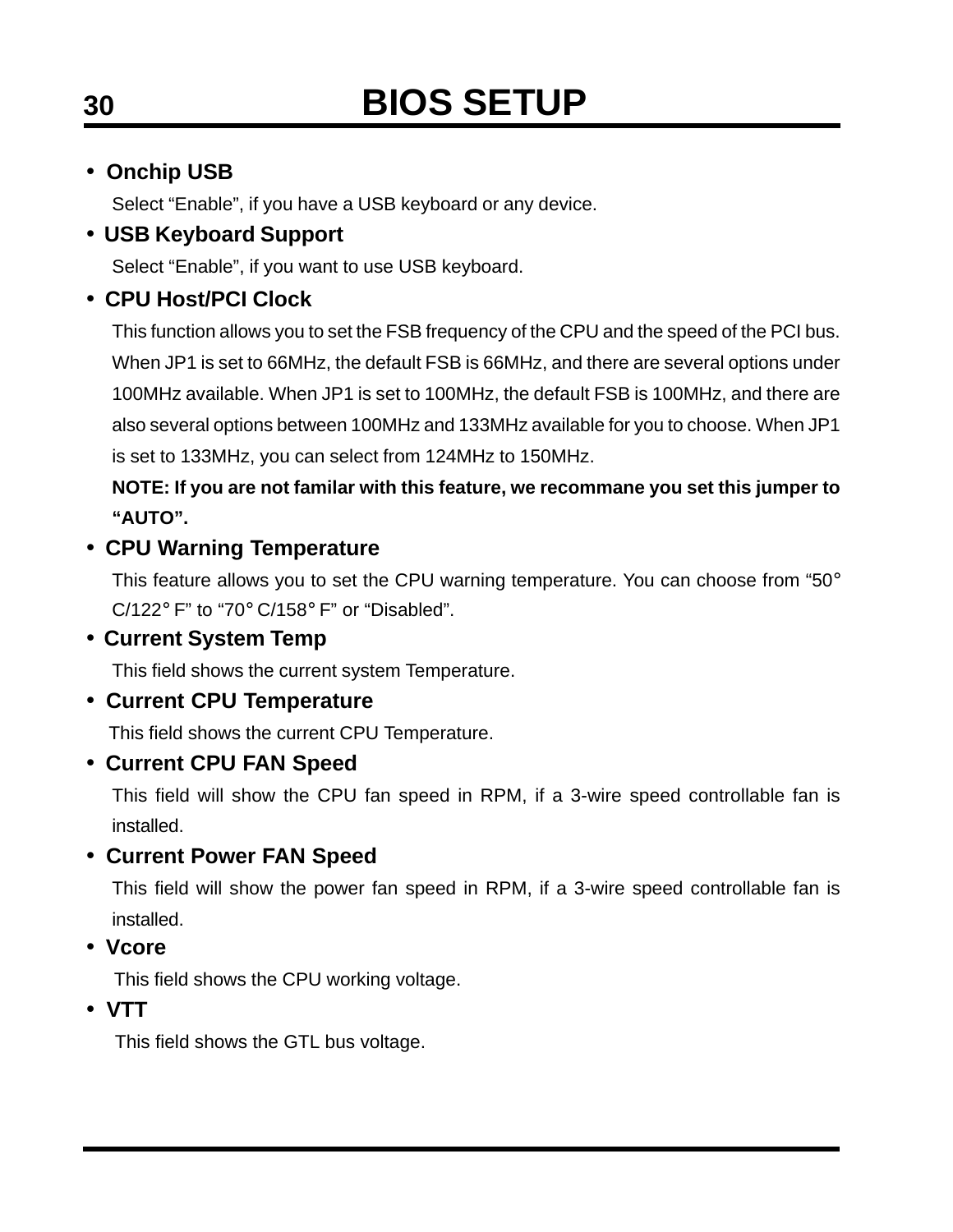- **Onchip USB**

  Select “Enable”, if you have a USB keyboard or any device.

- **USB Keyboard Support**

  Select “Enable”, if you want to use USB keyboard.

- **CPU Host/PCI Clock**

  This function allows you to set the FSB frequency of the CPU and the speed of the PCI bus. When JP1 is set to 66MHz, the default FSB is 66MHz, and there are several options under 100MHz available. When JP1 is set to 100MHz, the default FSB is 100MHz, and there are also several options between 100MHz and 133MHz available for you to choose. When JP1 is set to 133MHz, you can select from 124MHz to 150MHz.

  **NOTE: If you are not familar with this feature, we recommane you set this jumper to “AUTO”.**

- **CPU Warning Temperature**

  This feature allows you to set the CPU warning temperature. You can choose from “50° C/122° F” to “70° C/158° F” or “Disabled”.

- **Current System Temp**

  This field shows the current system Temperature.

- **Current CPU Temperature**

  This field shows the current CPU Temperature.

- **Current CPU FAN Speed**

  This field will show the CPU fan speed in RPM, if a 3-wire speed controllable fan is installed.

- **Current Power FAN Speed**

  This field will show the power fan speed in RPM, if a 3-wire speed controllable fan is installed.

- **Vcore**

  This field shows the CPU working voltage.

- **VTT**

  This field shows the GTL bus voltage.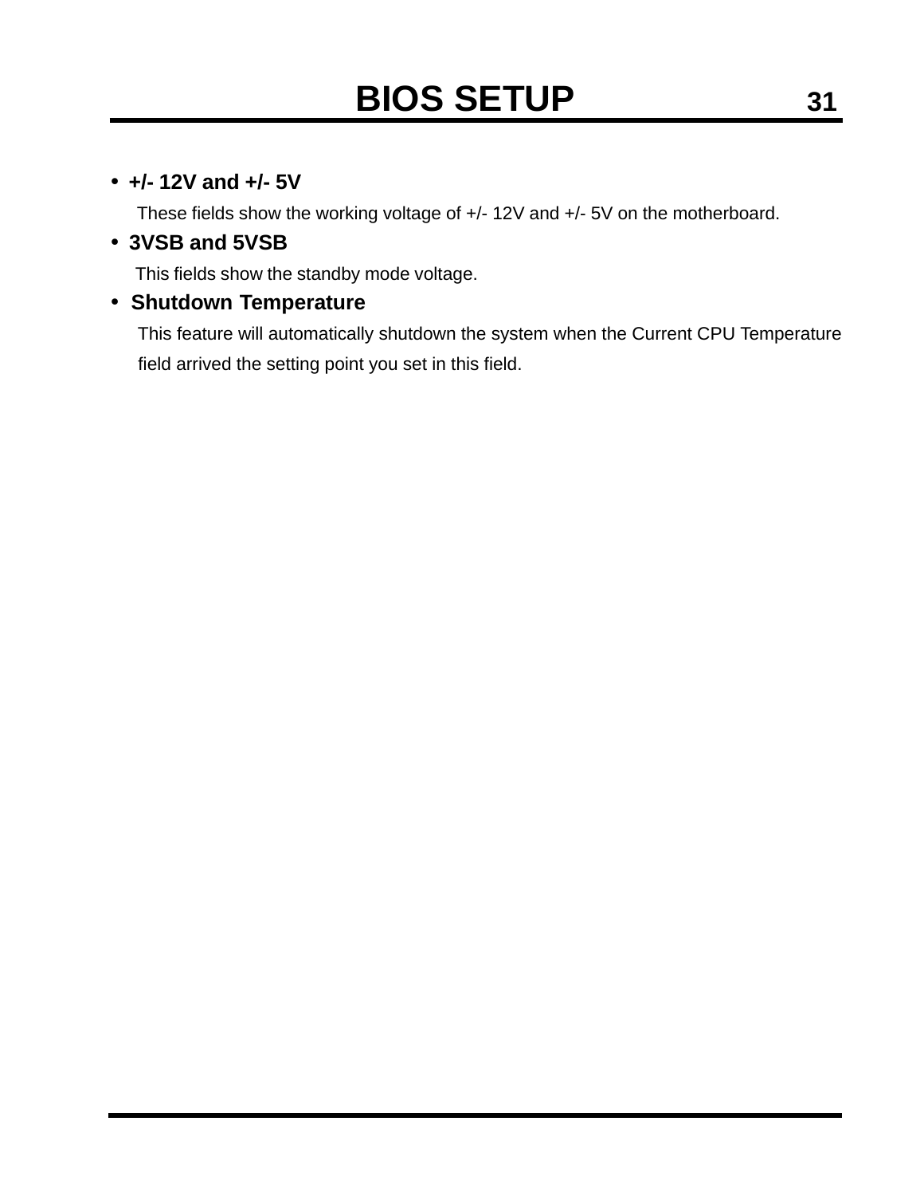- **+/- 12V and +/- 5V**

  These fields show the working voltage of +/- 12V and +/- 5V on the motherboard.

- **3VSB and 5VSB**

  This fields show the standby mode voltage.

- **Shutdown Temperature**

  This feature will automatically shutdown the system when the Current CPU Temperature field arrived the setting point you set in this field.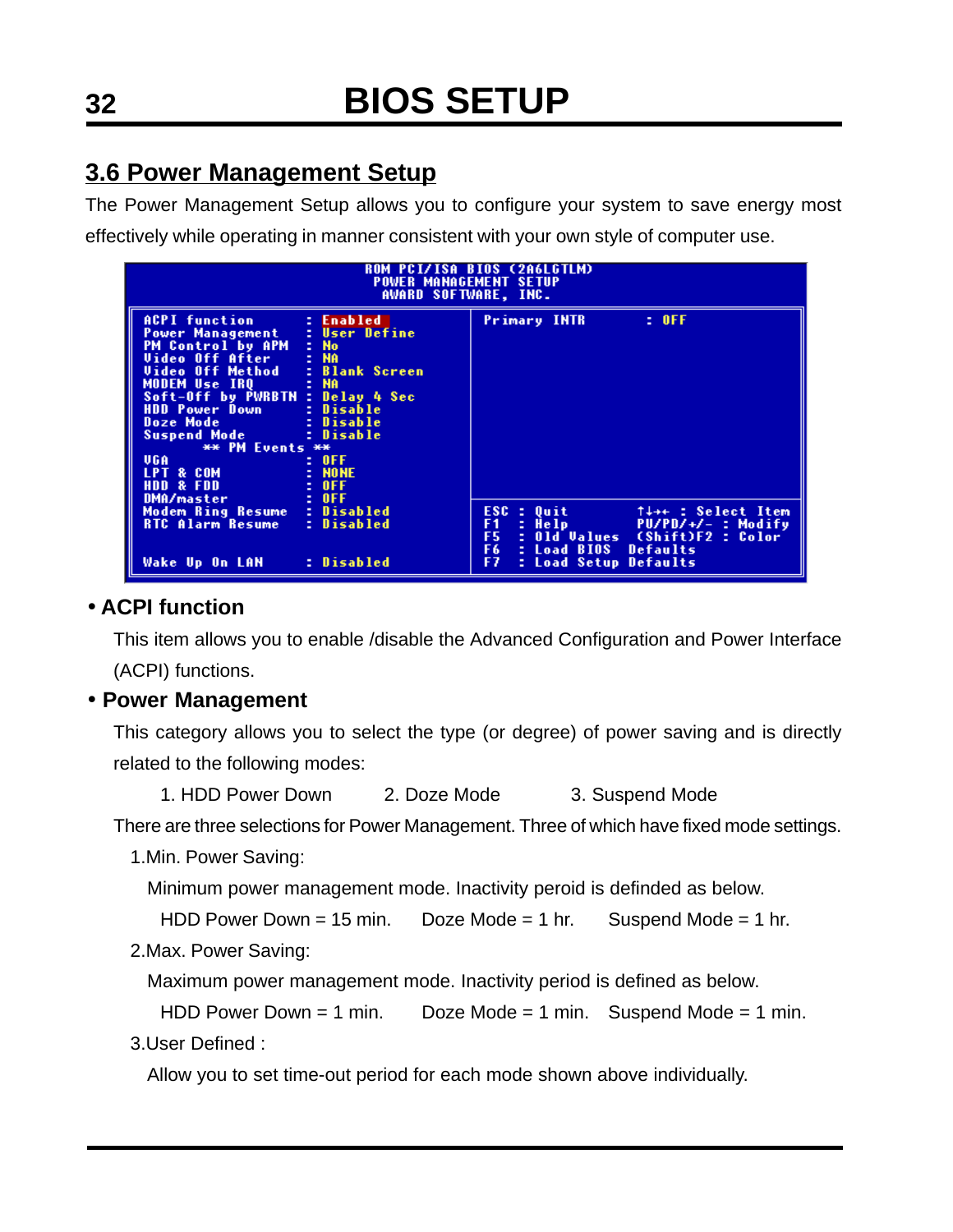## 3.6 Power Management Setup

The Power Management Setup allows you to configure your system to save energy most effectively while operating in manner consistent with your own style of computer use.

```
                    ROM PCI/ISA BIOS (2A6LGTLM)
                      POWER MANAGEMENT SETUP
                        AWARD SOFTWARE, INC.

 ACPI function        : Enabled        | Primary INTR       : OFF
 Power Management     : User Define    |
 PM Control by APM    : No             |
 Video Off After      : NA             |
 Video Off Method     : Blank Screen   |
 MODEM Use IRQ        : NA             |
 Soft-Off by PWRBTN   : Delay 4 Sec    |
 HDD Power Down       : Disable        |
 Doze Mode            : Disable        |
 Suspend Mode         : Disable        |
          ** PM Events **              |
 VGA                  : OFF            |
 LPT & COM            : NONE           |
 HDD & FDD            : OFF            |
 DMA/master           : OFF            |
 Modem Ring Resume    : Disabled       | ESC : Quit        ↑↓→← : Select Item
 RTC Alarm Resume     : Disabled       | F1  : Help        PU/PD/+/- : Modify
                                       | F5  : Old Values  (Shift)F2 : Color
                                       | F6  : Load BIOS Defaults
 Wake Up On LAN       : Disabled       | F7  : Load Setup Defaults
```

- **ACPI function**

  This item allows you to enable /disable the Advanced Configuration and Power Interface (ACPI) functions.

- **Power Management**

  This category allows you to select the type (or degree) of power saving and is directly related to the following modes:

  1. HDD Power Down 2. Doze Mode 3. Suspend Mode

  There are three selections for Power Management. Three of which have fixed mode settings.

  1.Min. Power Saving:

  Minimum power management mode. Inactivity peroid is definded as below.

  HDD Power Down = 15 min. Doze Mode = 1 hr. Suspend Mode = 1 hr.

  2.Max. Power Saving:

  Maximum power management mode. Inactivity period is defined as below.

  HDD Power Down = 1 min. Doze Mode = 1 min. Suspend Mode = 1 min.

  3.User Defined :

  Allow you to set time-out period for each mode shown above individually.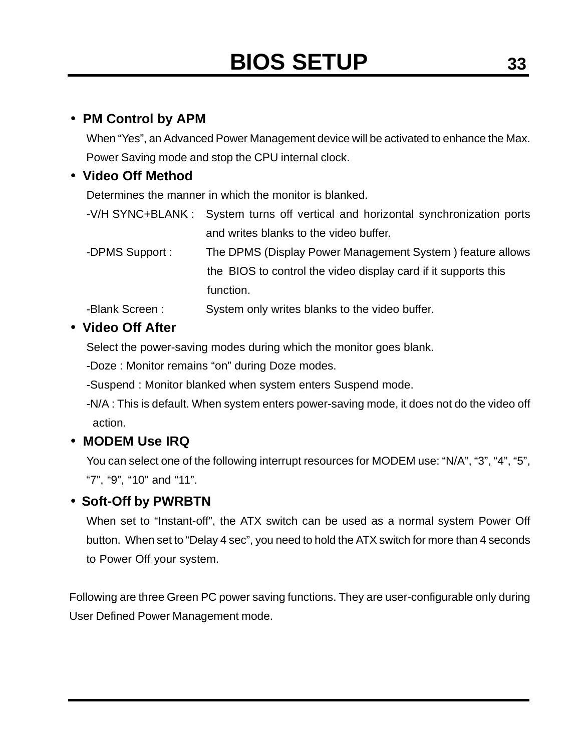- **PM Control by APM**

  When "Yes", an Advanced Power Management device will be activated to enhance the Max. Power Saving mode and stop the CPU internal clock.

- **Video Off Method**

  Determines the manner in which the monitor is blanked.

  -V/H SYNC+BLANK : System turns off vertical and horizontal synchronization ports and writes blanks to the video buffer.

  -DPMS Support : The DPMS (Display Power Management System ) feature allows the BIOS to control the video display card if it supports this function.

  -Blank Screen : System only writes blanks to the video buffer.

- **Video Off After**

  Select the power-saving modes during which the monitor goes blank.

  -Doze : Monitor remains "on" during Doze modes.

  -Suspend : Monitor blanked when system enters Suspend mode.

  -N/A : This is default. When system enters power-saving mode, it does not do the video off action.

- **MODEM Use IRQ**

  You can select one of the following interrupt resources for MODEM use: "N/A", "3", "4", "5", "7", "9", "10" and "11".

- **Soft-Off by PWRBTN**

  When set to "Instant-off", the ATX switch can be used as a normal system Power Off button. When set to "Delay 4 sec", you need to hold the ATX switch for more than 4 seconds to Power Off your system.

Following are three Green PC power saving functions. They are user-configurable only during User Defined Power Management mode.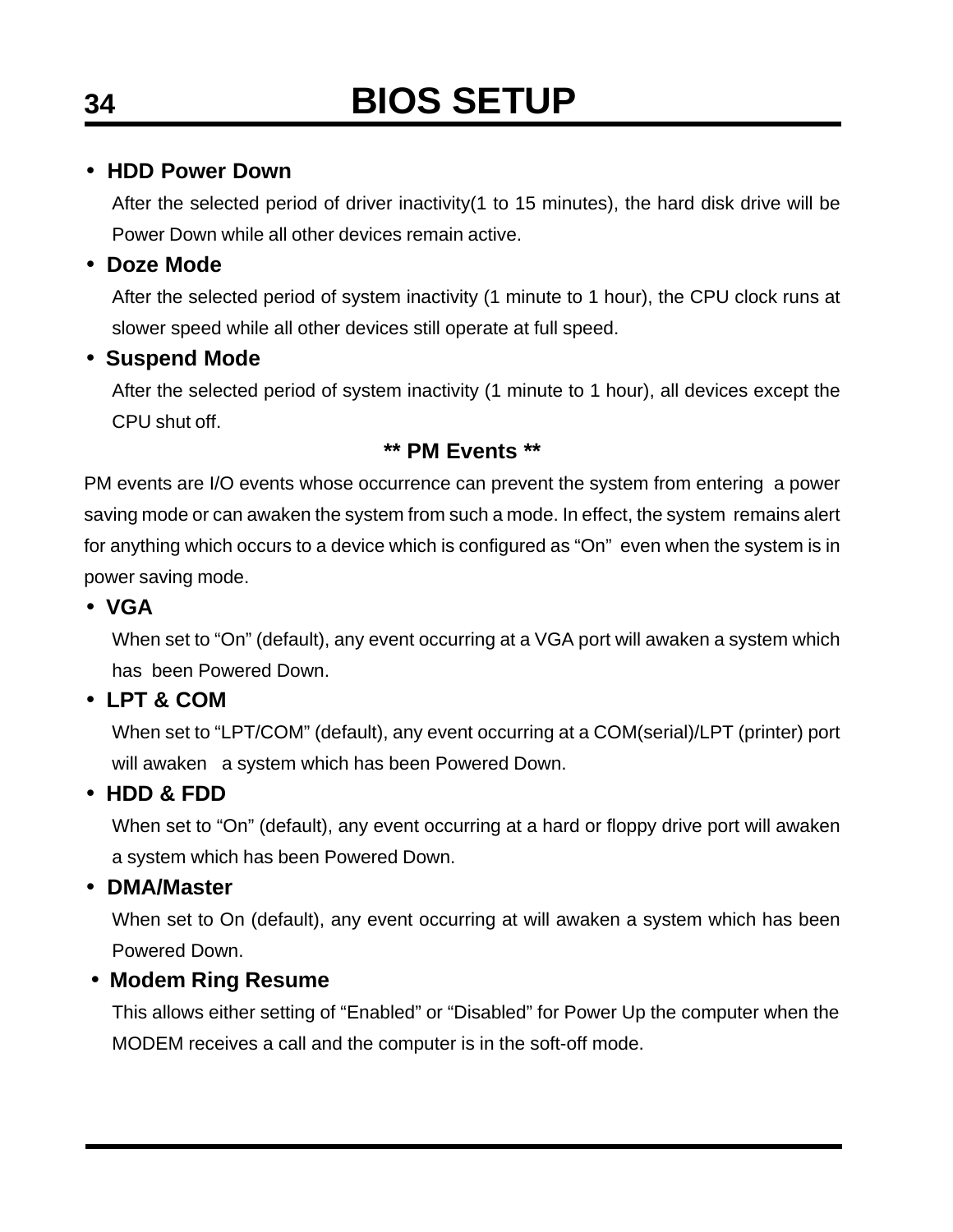- **HDD Power Down**

  After the selected period of driver inactivity(1 to 15 minutes), the hard disk drive will be Power Down while all other devices remain active.

- **Doze Mode**

  After the selected period of system inactivity (1 minute to 1 hour), the CPU clock runs at slower speed while all other devices still operate at full speed.

- **Suspend Mode**

  After the selected period of system inactivity (1 minute to 1 hour), all devices except the CPU shut off.

**** PM Events ****

PM events are I/O events whose occurrence can prevent the system from entering a power saving mode or can awaken the system from such a mode. In effect, the system remains alert for anything which occurs to a device which is configured as "On" even when the system is in power saving mode.

- **VGA**

  When set to "On" (default), any event occurring at a VGA port will awaken a system which has been Powered Down.

- **LPT & COM**

  When set to "LPT/COM" (default), any event occurring at a COM(serial)/LPT (printer) port will awaken a system which has been Powered Down.

- **HDD & FDD**

  When set to "On" (default), any event occurring at a hard or floppy drive port will awaken a system which has been Powered Down.

- **DMA/Master**

  When set to On (default), any event occurring at will awaken a system which has been Powered Down.

- **Modem Ring Resume**

  This allows either setting of "Enabled" or "Disabled" for Power Up the computer when the MODEM receives a call and the computer is in the soft-off mode.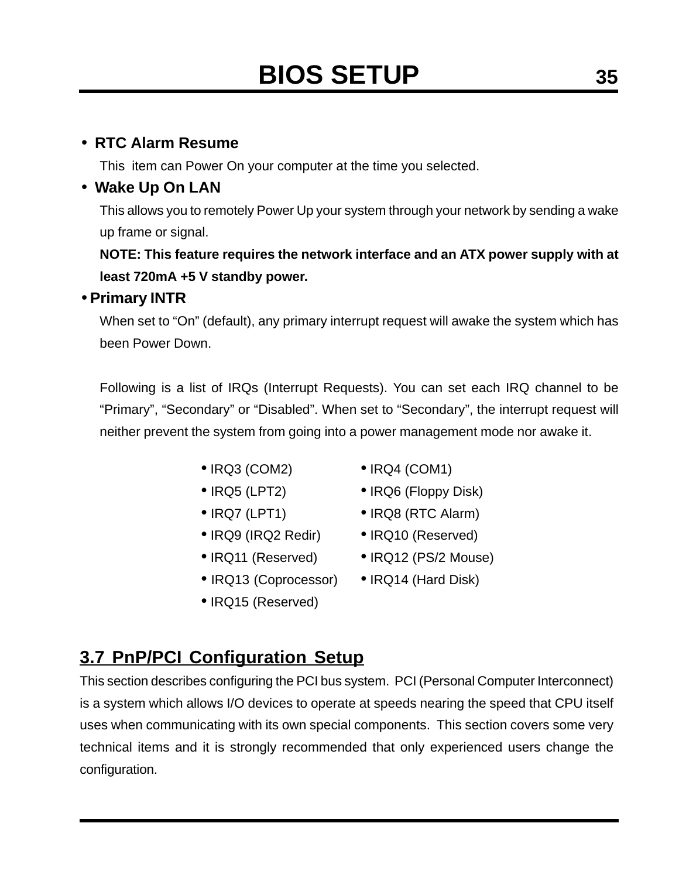- **RTC Alarm Resume**

  This item can Power On your computer at the time you selected.

- **Wake Up On LAN**

  This allows you to remotely Power Up your system through your network by sending a wake up frame or signal.

  **NOTE: This feature requires the network interface and an ATX power supply with at least 720mA +5 V standby power.**

- **Primary INTR**

  When set to "On" (default), any primary interrupt request will awake the system which has been Power Down.

  Following is a list of IRQs (Interrupt Requests). You can set each IRQ channel to be "Primary", "Secondary" or "Disabled". When set to "Secondary", the interrupt request will neither prevent the system from going into a power management mode nor awake it.

  - IRQ3 (COM2)
  - IRQ4 (COM1)
  - IRQ5 (LPT2)
  - IRQ6 (Floppy Disk)
  - IRQ7 (LPT1)
  - IRQ8 (RTC Alarm)
  - IRQ9 (IRQ2 Redir)
  - IRQ10 (Reserved)
  - IRQ11 (Reserved)
  - IRQ12 (PS/2 Mouse)
  - IRQ13 (Coprocessor)
  - IRQ14 (Hard Disk)
  - IRQ15 (Reserved)

## 3.7 PnP/PCI Configuration Setup

This section describes configuring the PCI bus system. PCI (Personal Computer Interconnect) is a system which allows I/O devices to operate at speeds nearing the speed that CPU itself uses when communicating with its own special components. This section covers some very technical items and it is strongly recommended that only experienced users change the configuration.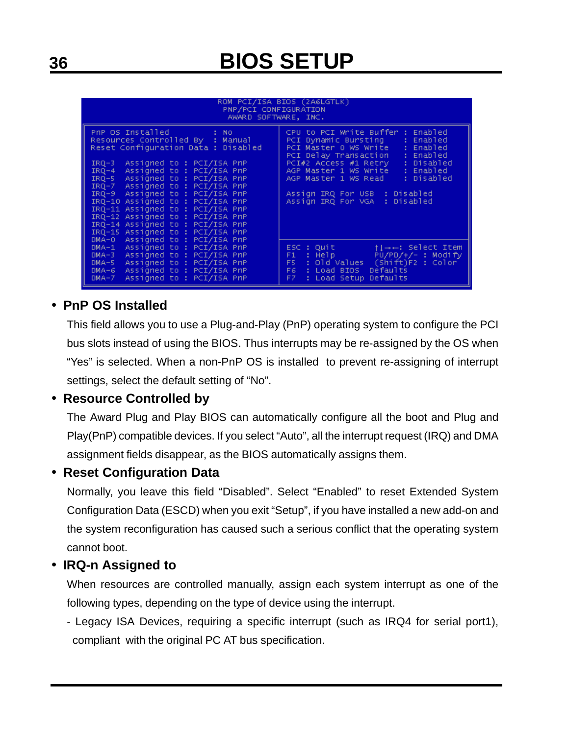# BIOS SETUP

```
                    ROM PCI/ISA BIOS (2A6LGTLK)
                      PNP/PCI CONFIGURATION
                       AWARD SOFTWARE, INC.

PnP OS Installed            : No          CPU to PCI Write Buffer : Enabled
Resources Controlled By     : Manual      PCI Dynamic Bursting    : Enabled
Reset Configuration Data    : Disabled    PCI Master 0 WS Write   : Enabled
                                          PCI Delay Transaction   : Enabled
IRQ-3  Assigned to : PCI/ISA PnP          PCI#2 Access #1 Retry   : Disabled
IRQ-4  Assigned to : PCI/ISA PnP          AGP Master 1 WS Write   : Enabled
IRQ-5  Assigned to : PCI/ISA PnP          AGP Master 1 WS Read    : Disabled
IRQ-7  Assigned to : PCI/ISA PnP
IRQ-9  Assigned to : PCI/ISA PnP          Assign IRQ For USB  : Disabled
IRQ-10 Assigned to : PCI/ISA PnP          Assign IRQ For VGA  : Disabled
IRQ-11 Assigned to : PCI/ISA PnP
IRQ-12 Assigned to : PCI/ISA PnP
IRQ-14 Assigned to : PCI/ISA PnP
IRQ-15 Assigned to : PCI/ISA PnP
DMA-0  Assigned to : PCI/ISA PnP
DMA-1  Assigned to : PCI/ISA PnP          ESC : Quit        ↑↓→←: Select Item
DMA-3  Assigned to : PCI/ISA PnP          F1  : Help        PU/PD/+/- : Modify
DMA-5  Assigned to : PCI/ISA PnP          F5  : Old Values  (Shift)F2 : Color
DMA-6  Assigned to : PCI/ISA PnP          F6  : Load BIOS  Defaults
DMA-7  Assigned to : PCI/ISA PnP          F7  : Load Setup Defaults
```

- **PnP OS Installed**

  This field allows you to use a Plug-and-Play (PnP) operating system to configure the PCI bus slots instead of using the BIOS. Thus interrupts may be re-assigned by the OS when "Yes" is selected. When a non-PnP OS is installed to prevent re-assigning of interrupt settings, select the default setting of "No".

- **Resource Controlled by**

  The Award Plug and Play BIOS can automatically configure all the boot and Plug and Play(PnP) compatible devices. If you select "Auto", all the interrupt request (IRQ) and DMA assignment fields disappear, as the BIOS automatically assigns them.

- **Reset Configuration Data**

  Normally, you leave this field "Disabled". Select "Enabled" to reset Extended System Configuration Data (ESCD) when you exit "Setup", if you have installed a new add-on and the system reconfiguration has caused such a serious conflict that the operating system cannot boot.

- **IRQ-n Assigned to**

  When resources are controlled manually, assign each system interrupt as one of the following types, depending on the type of device using the interrupt.

  - Legacy ISA Devices, requiring a specific interrupt (such as IRQ4 for serial port1), compliant with the original PC AT bus specification.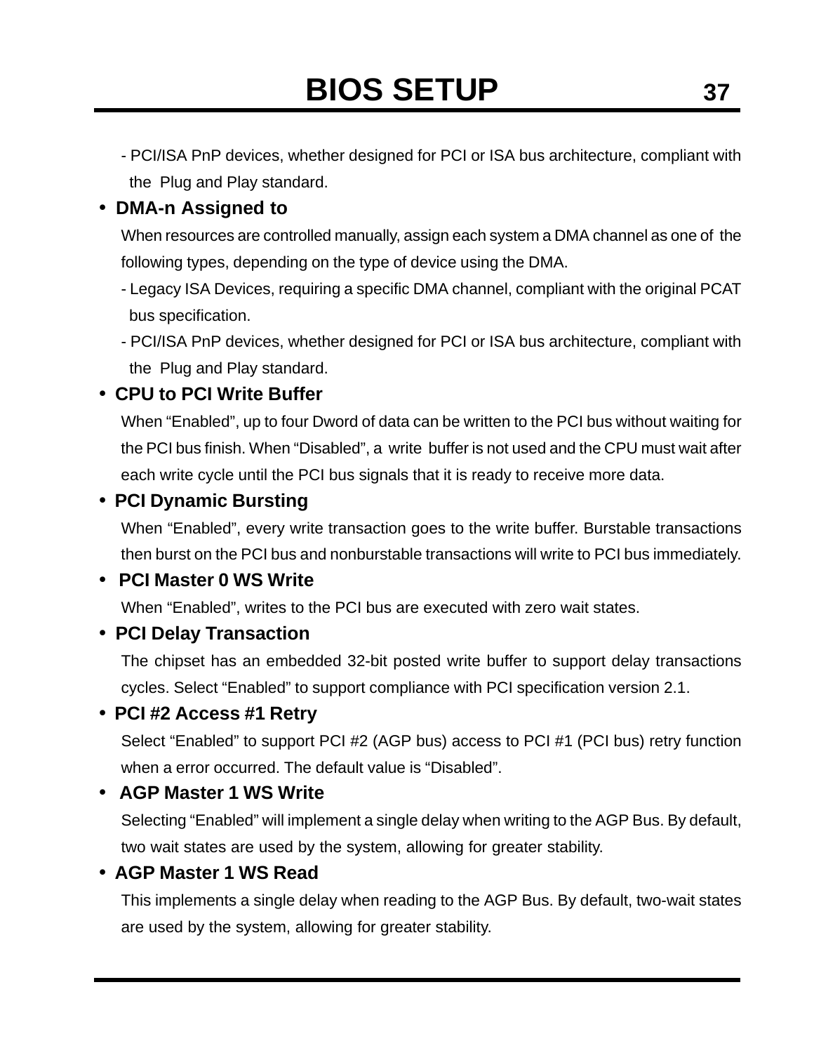- PCI/ISA PnP devices, whether designed for PCI or ISA bus architecture, compliant with the Plug and Play standard.

- **DMA-n Assigned to**

  When resources are controlled manually, assign each system a DMA channel as one of the following types, depending on the type of device using the DMA.

  - Legacy ISA Devices, requiring a specific DMA channel, compliant with the original PCAT bus specification.
  - PCI/ISA PnP devices, whether designed for PCI or ISA bus architecture, compliant with the Plug and Play standard.

- **CPU to PCI Write Buffer**

  When "Enabled", up to four Dword of data can be written to the PCI bus without waiting for the PCI bus finish. When "Disabled", a write buffer is not used and the CPU must wait after each write cycle until the PCI bus signals that it is ready to receive more data.

- **PCI Dynamic Bursting**

  When "Enabled", every write transaction goes to the write buffer. Burstable transactions then burst on the PCI bus and nonburstable transactions will write to PCI bus immediately.

- **PCI Master 0 WS Write**

  When "Enabled", writes to the PCI bus are executed with zero wait states.

- **PCI Delay Transaction**

  The chipset has an embedded 32-bit posted write buffer to support delay transactions cycles. Select "Enabled" to support compliance with PCI specification version 2.1.

- **PCI #2 Access #1 Retry**

  Select "Enabled" to support PCI #2 (AGP bus) access to PCI #1 (PCI bus) retry function when a error occurred. The default value is "Disabled".

- **AGP Master 1 WS Write**

  Selecting "Enabled" will implement a single delay when writing to the AGP Bus. By default, two wait states are used by the system, allowing for greater stability.

- **AGP Master 1 WS Read**

  This implements a single delay when reading to the AGP Bus. By default, two-wait states are used by the system, allowing for greater stability.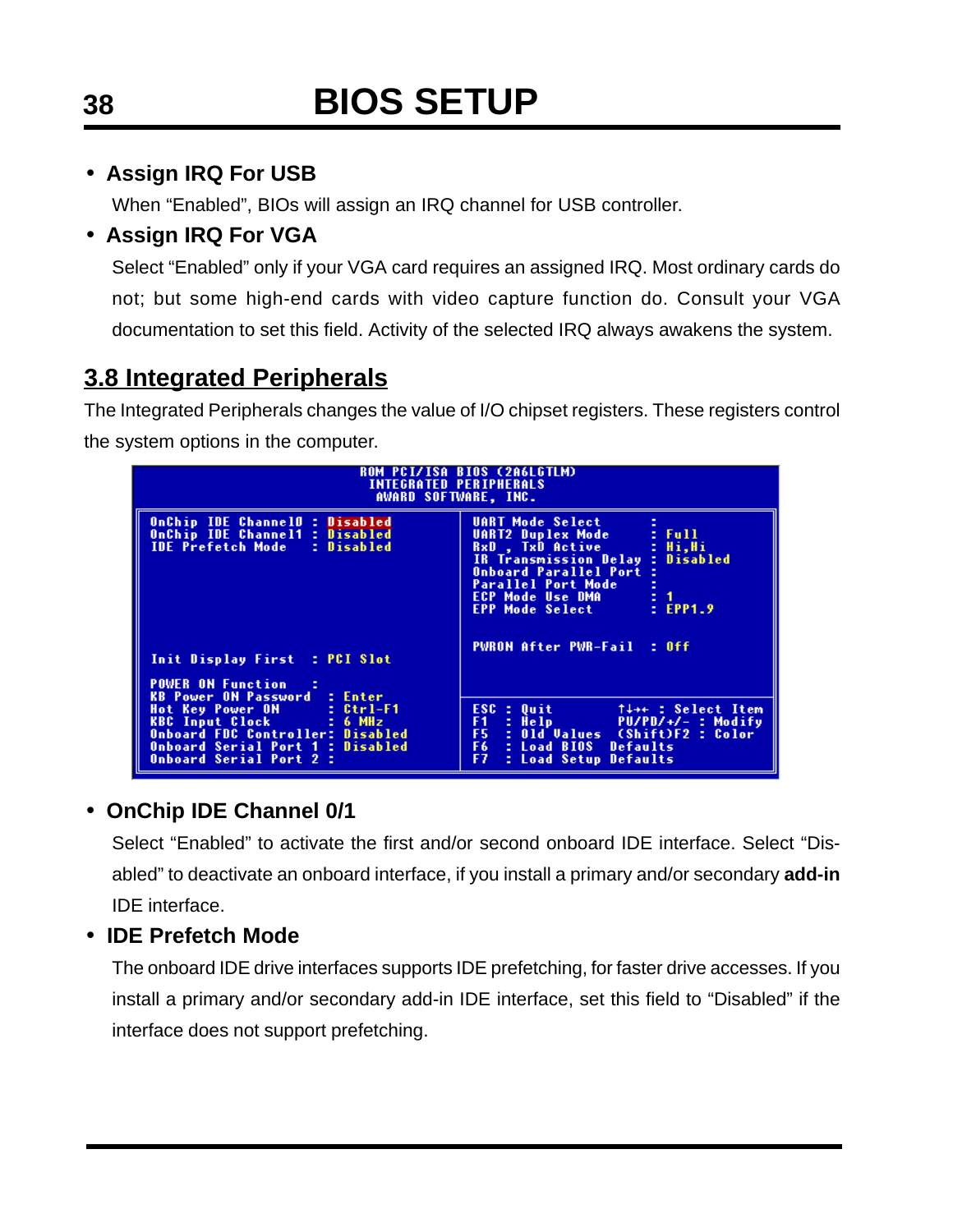- **Assign IRQ For USB**

  When "Enabled", BIOs will assign an IRQ channel for USB controller.

- **Assign IRQ For VGA**

  Select "Enabled" only if your VGA card requires an assigned IRQ. Most ordinary cards do not; but some high-end cards with video capture function do. Consult your VGA documentation to set this field. Activity of the selected IRQ always awakens the system.

## 3.8 Integrated Peripherals

The Integrated Peripherals changes the value of I/O chipset registers. These registers control the system options in the computer.

```
                    ROM PCI/ISA BIOS (2A6LGTLM)
                      INTEGRATED PERIPHERALS
                       AWARD SOFTWARE, INC.

OnChip IDE Channel0 : Disabled      UART Mode Select        :
OnChip IDE Channel1 : Disabled      UART2 Duplex Mode       : Full
IDE Prefetch Mode   : Disabled      RxD , TxD Active        : Hi,Hi
                                    IR Transmission Delay   : Disabled
                                    Onboard Parallel Port   :
                                    Parallel Port Mode      :
                                    ECP Mode Use DMA        : 1
                                    EPP Mode Select         : EPP1.9

                                    PWRON After PWR-Fail    : Off
Init Display First  : PCI Slot

POWER ON Function    :
KB Power ON Password : Enter        ESC : Quit        ↑↓→← : Select Item
Hot Key Power ON     : Ctrl-F1      F1  : Help        PU/PD/+/- : Modify
KBC Input Clock      : 6 MHz        F5  : Old Values  (Shift)F2 : Color
Onboard FDC Controller: Disabled    F6  : Load BIOS  Defaults
Onboard Serial Port 1 : Disabled    F7  : Load Setup Defaults
Onboard Serial Port 2 :
```

- **OnChip IDE Channel 0/1**

  Select "Enabled" to activate the first and/or second onboard IDE interface. Select "Disabled" to deactivate an onboard interface, if you install a primary and/or secondary **add-in** IDE interface.

- **IDE Prefetch Mode**

  The onboard IDE drive interfaces supports IDE prefetching, for faster drive accesses. If you install a primary and/or secondary add-in IDE interface, set this field to "Disabled" if the interface does not support prefetching.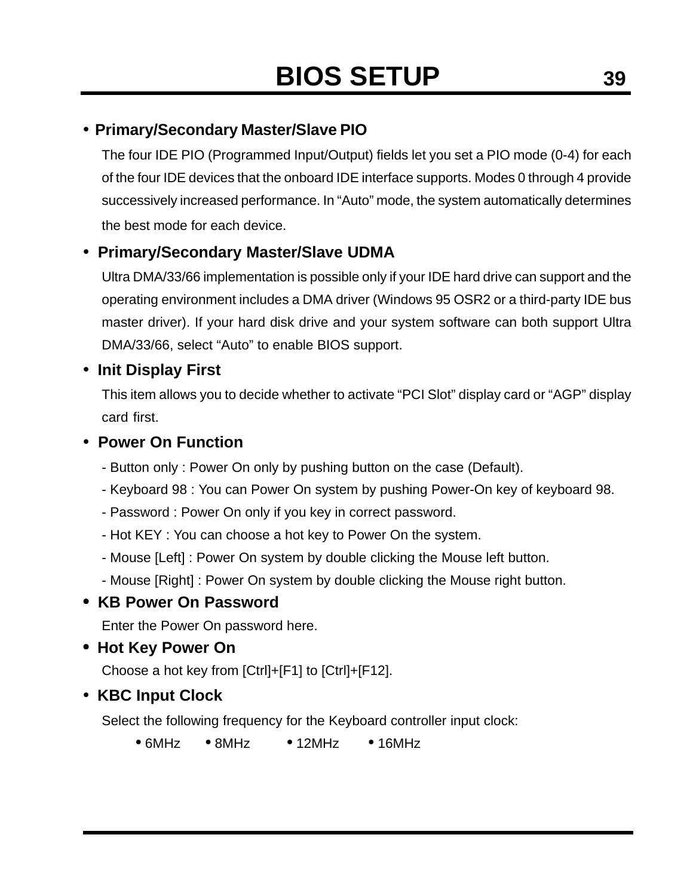- **Primary/Secondary Master/Slave PIO**

  The four IDE PIO (Programmed Input/Output) fields let you set a PIO mode (0-4) for each of the four IDE devices that the onboard IDE interface supports. Modes 0 through 4 provide successively increased performance. In “Auto” mode, the system automatically determines the best mode for each device.

- **Primary/Secondary Master/Slave UDMA**

  Ultra DMA/33/66 implementation is possible only if your IDE hard drive can support and the operating environment includes a DMA driver (Windows 95 OSR2 or a third-party IDE bus master driver). If your hard disk drive and your system software can both support Ultra DMA/33/66, select “Auto” to enable BIOS support.

- **Init Display First**

  This item allows you to decide whether to activate “PCI Slot” display card or “AGP” display card first.

- **Power On Function**

  - Button only : Power On only by pushing button on the case (Default).
  - Keyboard 98 : You can Power On system by pushing Power-On key of keyboard 98.
  - Password : Power On only if you key in correct password.
  - Hot KEY : You can choose a hot key to Power On the system.
  - Mouse [Left] : Power On system by double clicking the Mouse left button.
  - Mouse [Right] : Power On system by double clicking the Mouse right button.

- **KB Power On Password**

  Enter the Power On password here.

- **Hot Key Power On**

  Choose a hot key from [Ctrl]+[F1] to [Ctrl]+[F12].

- **KBC Input Clock**

  Select the following frequency for the Keyboard controller input clock:

  - 6MHz
  - 8MHz
  - 12MHz
  - 16MHz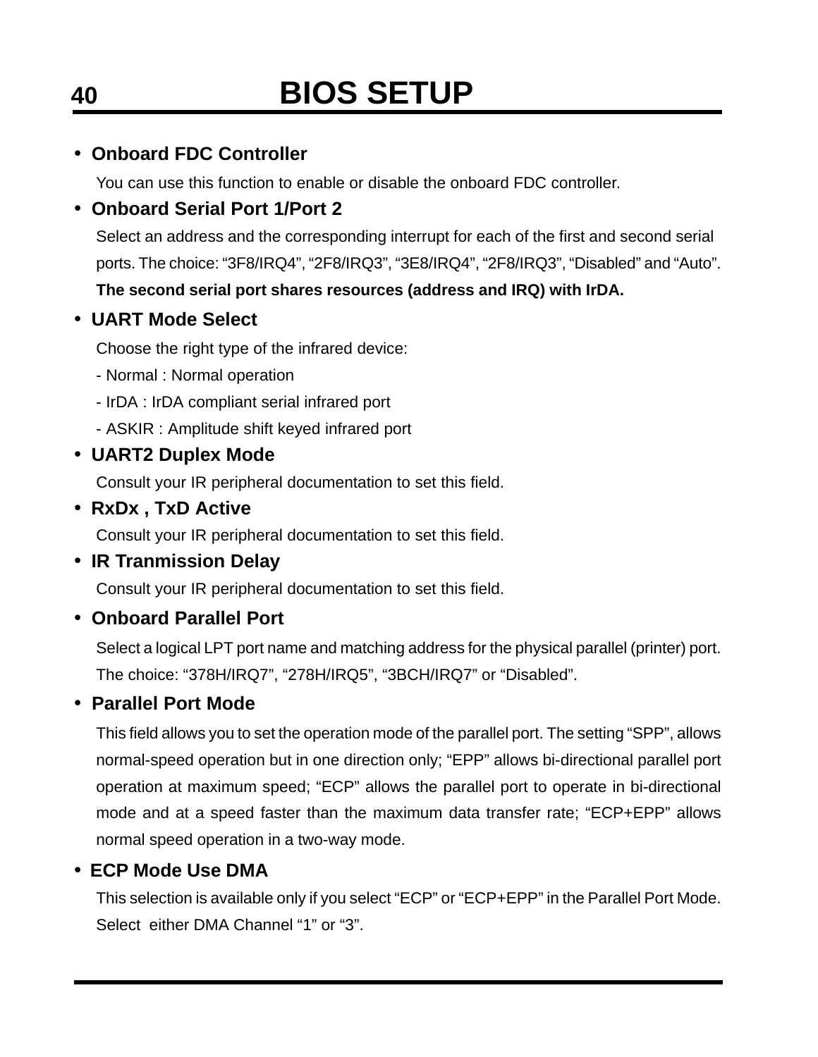## BIOS SETUP

- **Onboard FDC Controller**

  You can use this function to enable or disable the onboard FDC controller.

- **Onboard Serial Port 1/Port 2**

  Select an address and the corresponding interrupt for each of the first and second serial ports. The choice: “3F8/IRQ4”, “2F8/IRQ3”, “3E8/IRQ4”, “2F8/IRQ3”, “Disabled” and “Auto”.

  **The second serial port shares resources (address and IRQ) with IrDA.**

- **UART Mode Select**

  Choose the right type of the infrared device:

  - Normal : Normal operation
  - IrDA : IrDA compliant serial infrared port
  - ASKIR : Amplitude shift keyed infrared port

- **UART2 Duplex Mode**

  Consult your IR peripheral documentation to set this field.

- **RxDx , TxD Active**

  Consult your IR peripheral documentation to set this field.

- **IR Tranmission Delay**

  Consult your IR peripheral documentation to set this field.

- **Onboard Parallel Port**

  Select a logical LPT port name and matching address for the physical parallel (printer) port. The choice: “378H/IRQ7”, “278H/IRQ5”, “3BCH/IRQ7” or “Disabled”.

- **Parallel Port Mode**

  This field allows you to set the operation mode of the parallel port. The setting “SPP”, allows normal-speed operation but in one direction only; “EPP” allows bi-directional parallel port operation at maximum speed; “ECP” allows the parallel port to operate in bi-directional mode and at a speed faster than the maximum data transfer rate; “ECP+EPP” allows normal speed operation in a two-way mode.

- **ECP Mode Use DMA**

  This selection is available only if you select “ECP” or “ECP+EPP” in the Parallel Port Mode. Select either DMA Channel “1” or “3”.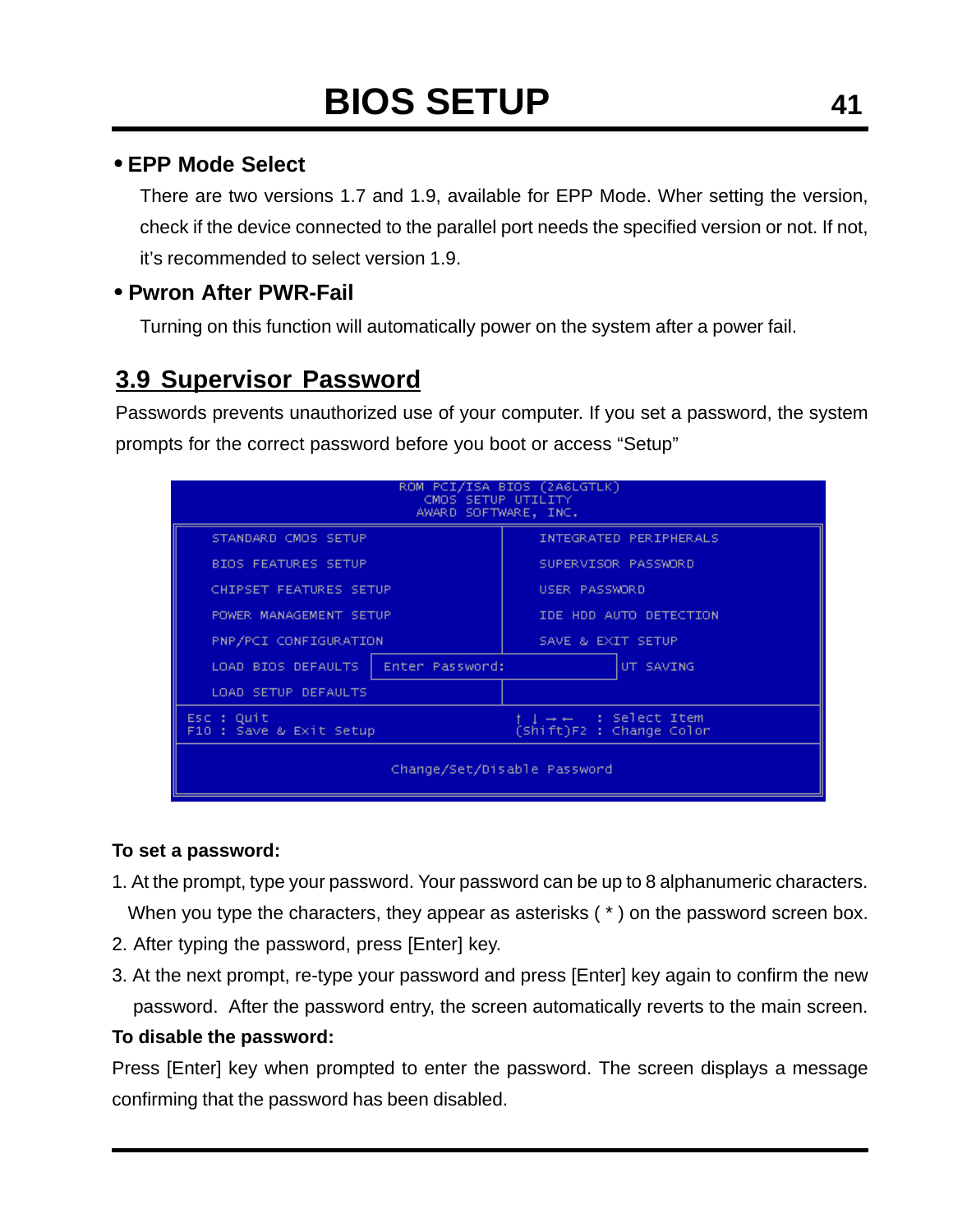# BIOS SETUP

- **EPP Mode Select**

  There are two versions 1.7 and 1.9, available for EPP Mode. Wher setting the version, check if the device connected to the parallel port needs the specified version or not. If not, it's recommended to select version 1.9.

- **Pwron After PWR-Fail**

  Turning on this function will automatically power on the system after a power fail.

## 3.9 Supervisor Password

Passwords prevents unauthorized use of your computer. If you set a password, the system prompts for the correct password before you boot or access "Setup"

```
              ROM PCI/ISA BIOS (2A6LGTLK)
                  CMOS SETUP UTILITY
                AWARD SOFTWARE, INC.

  STANDARD CMOS SETUP            INTEGRATED PERIPHERALS
  BIOS FEATURES SETUP            SUPERVISOR PASSWORD
  CHIPSET FEATURES SETUP         USER PASSWORD
  POWER MANAGEMENT SETUP         IDE HDD AUTO DETECTION
  PNP/PCI CONFIGURATION          SAVE & EXIT SETUP
  LOAD BIOS DEFAULTS  Enter Password:          UT SAVING
  LOAD SETUP DEFAULTS

Esc : Quit                       ↑ ↓ → ←   : Select Item
F10 : Save & Exit Setup          (Shift)F2 : Change Color

             Change/Set/Disable Password
```

**To set a password:**

1. At the prompt, type your password. Your password can be up to 8 alphanumeric characters. When you type the characters, they appear as asterisks ( * ) on the password screen box.
2. After typing the password, press [Enter] key.
3. At the next prompt, re-type your password and press [Enter] key again to confirm the new password. After the password entry, the screen automatically reverts to the main screen.

**To disable the password:**

Press [Enter] key when prompted to enter the password. The screen displays a message confirming that the password has been disabled.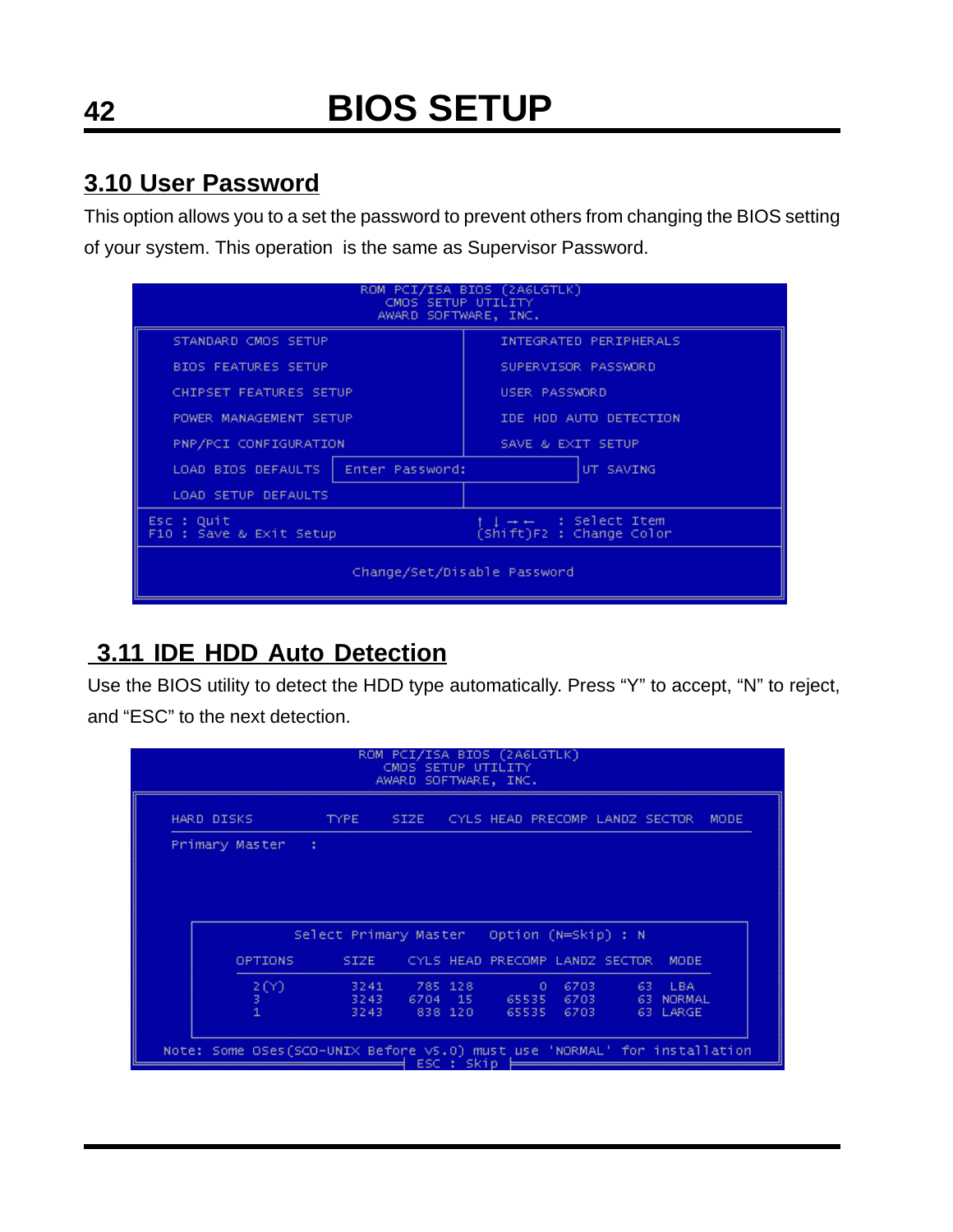## 3.10 User Password

This option allows you to a set the password to prevent others from changing the BIOS setting of your system. This operation is the same as Supervisor Password.

```
                    ROM PCI/ISA BIOS (2A6LGTLK)
                        CMOS SETUP UTILITY
                       AWARD SOFTWARE, INC.

  STANDARD CMOS SETUP                  INTEGRATED PERIPHERALS
  BIOS FEATURES SETUP                  SUPERVISOR PASSWORD
  CHIPSET FEATURES SETUP               USER PASSWORD
  POWER MANAGEMENT SETUP               IDE HDD AUTO DETECTION
  PNP/PCI CONFIGURATION                SAVE & EXIT SETUP
  LOAD BIOS DEFAULTS    Enter Password:           UT SAVING
  LOAD SETUP DEFAULTS

  Esc : Quit                           ↑ ↓ → ←    : Select Item
  F10 : Save & Exit Setup              (Shift)F2  : Change Color

                    Change/Set/Disable Password
```

## 3.11 IDE HDD Auto Detection

Use the BIOS utility to detect the HDD type automatically. Press "Y" to accept, "N" to reject, and "ESC" to the next detection.

```
                    ROM PCI/ISA BIOS (2A6LGTLK)
                        CMOS SETUP UTILITY
                       AWARD SOFTWARE, INC.

  HARD DISKS        TYPE   SIZE   CYLS HEAD PRECOMP LANDZ SECTOR  MODE
  Primary Master   :

           Select Primary Master    Option (N=Skip) : N

     OPTIONS      SIZE    CYLS HEAD PRECOMP LANDZ SECTOR  MODE
      2(Y)        3241     785  128       0  6703     63  LBA
      3           3243    6704   15   65535  6703     63  NORMAL
      1           3243     838  120   65535  6703     63  LARGE

  Note: Some OSes(SCO-UNIX Before v5.0) must use 'NORMAL' for installation
                              ESC : Skip
```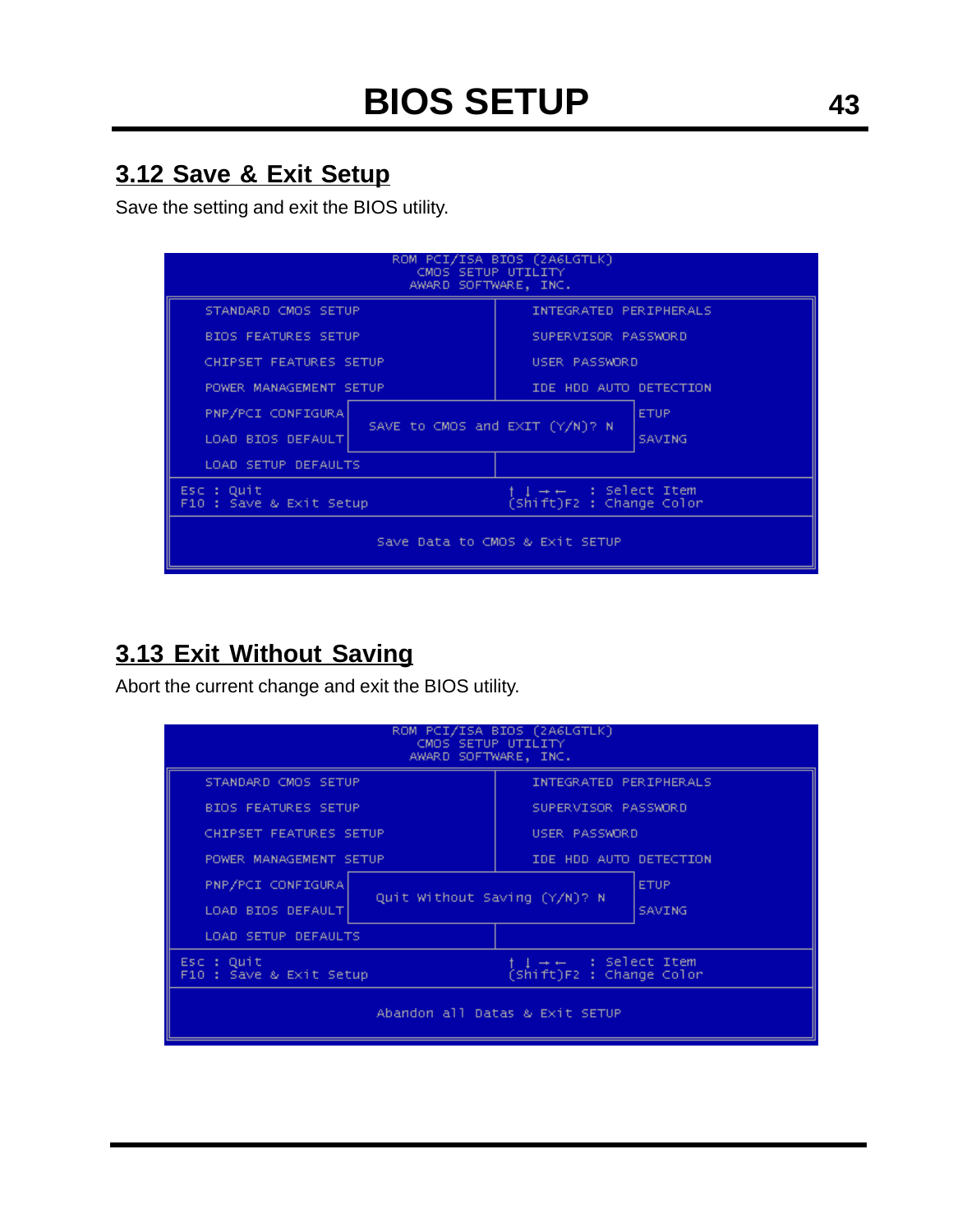## 3.12 Save & Exit Setup

Save the setting and exit the BIOS utility.

```
                    ROM PCI/ISA BIOS (2A6LGTLK)
                        CMOS SETUP UTILITY
                       AWARD SOFTWARE, INC.

   STANDARD CMOS SETUP                  INTEGRATED PERIPHERALS
   BIOS FEATURES SETUP                  SUPERVISOR PASSWORD
   CHIPSET FEATURES SETUP               USER PASSWORD
   POWER MANAGEMENT SETUP               IDE HDD AUTO DETECTION
   PNP/PCI CONFIGURA                    ETUP
                   SAVE to CMOS and EXIT (Y/N)? N
   LOAD BIOS DEFAULT                    SAVING
   LOAD SETUP DEFAULTS

 Esc : Quit                          ↑ ↓ → ←    : Select Item
 F10 : Save & Exit Setup             (Shift)F2  : Change Color

                  Save Data to CMOS & Exit SETUP
```

## 3.13 Exit Without Saving

Abort the current change and exit the BIOS utility.

```
                    ROM PCI/ISA BIOS (2A6LGTLK)
                        CMOS SETUP UTILITY
                       AWARD SOFTWARE, INC.

   STANDARD CMOS SETUP                  INTEGRATED PERIPHERALS
   BIOS FEATURES SETUP                  SUPERVISOR PASSWORD
   CHIPSET FEATURES SETUP               USER PASSWORD
   POWER MANAGEMENT SETUP               IDE HDD AUTO DETECTION
   PNP/PCI CONFIGURA                    ETUP
                   Quit Without Saving (Y/N)? N
   LOAD BIOS DEFAULT                    SAVING
   LOAD SETUP DEFAULTS

 Esc : Quit                          ↑ ↓ → ←    : Select Item
 F10 : Save & Exit Setup             (Shift)F2  : Change Color

                  Abandon all Datas & Exit SETUP
```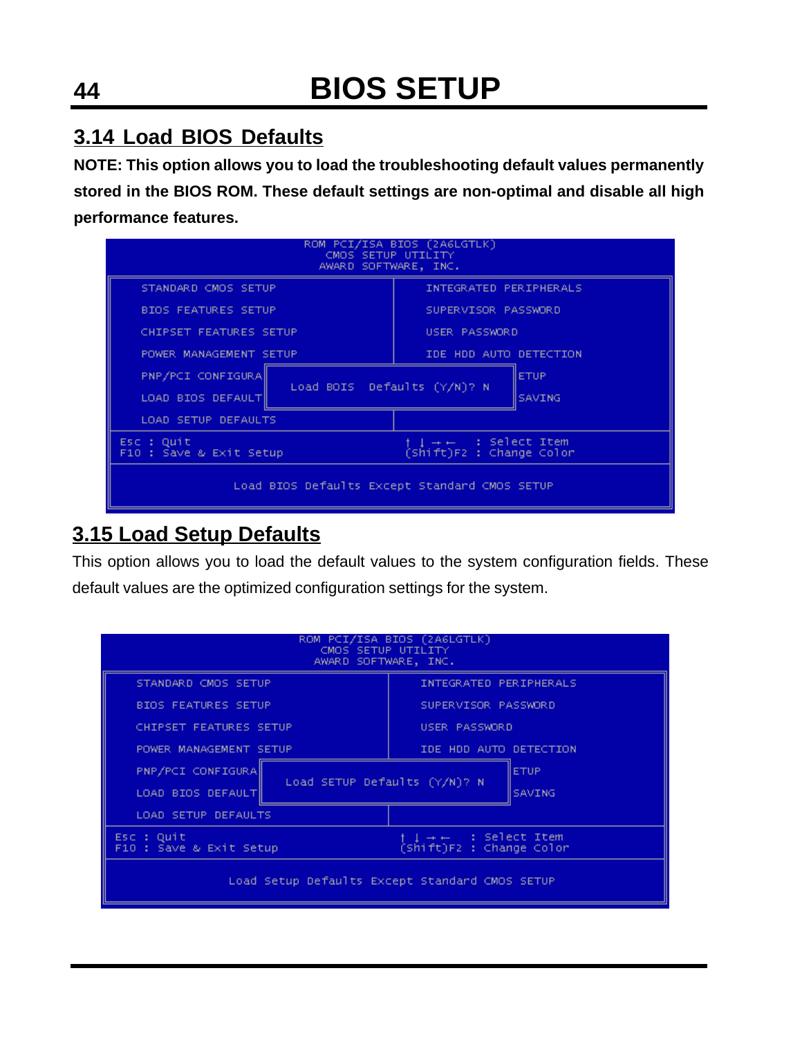## 3.14 Load BIOS Defaults

**NOTE: This option allows you to load the troubleshooting default values permanently stored in the BIOS ROM. These default settings are non-optimal and disable all high performance features.**

```
                    ROM PCI/ISA BIOS (2A6LGTLK)
                        CMOS SETUP UTILITY
                       AWARD SOFTWARE, INC.

  STANDARD CMOS SETUP              INTEGRATED PERIPHERALS
  BIOS FEATURES SETUP              SUPERVISOR PASSWORD
  CHIPSET FEATURES SETUP           USER PASSWORD
  POWER MANAGEMENT SETUP           IDE HDD AUTO DETECTION
  PNP/PCI CONFIGURA                ETUP
                  Load BOIS  Defaults (Y/N)? N
  LOAD BIOS DEFAULT                SAVING
  LOAD SETUP DEFAULTS

 Esc : Quit                        ↑ ↓ → ←   : Select Item
 F10 : Save & Exit Setup           (Shift)F2 : Change Color

           Load BIOS Defaults Except Standard CMOS SETUP
```

## 3.15 Load Setup Defaults

This option allows you to load the default values to the system configuration fields. These default values are the optimized configuration settings for the system.

```
                    ROM PCI/ISA BIOS (2A6LGTLK)
                        CMOS SETUP UTILITY
                       AWARD SOFTWARE, INC.

  STANDARD CMOS SETUP              INTEGRATED PERIPHERALS
  BIOS FEATURES SETUP              SUPERVISOR PASSWORD
  CHIPSET FEATURES SETUP           USER PASSWORD
  POWER MANAGEMENT SETUP           IDE HDD AUTO DETECTION
  PNP/PCI CONFIGURA                ETUP
                  Load SETUP Defaults (Y/N)? N
  LOAD BIOS DEFAULT                SAVING
  LOAD SETUP DEFAULTS

 Esc : Quit                        ↑ ↓ → ←   : Select Item
 F10 : Save & Exit Setup           (Shift)F2 : Change Color

           Load Setup Defaults Except Standard CMOS SETUP
```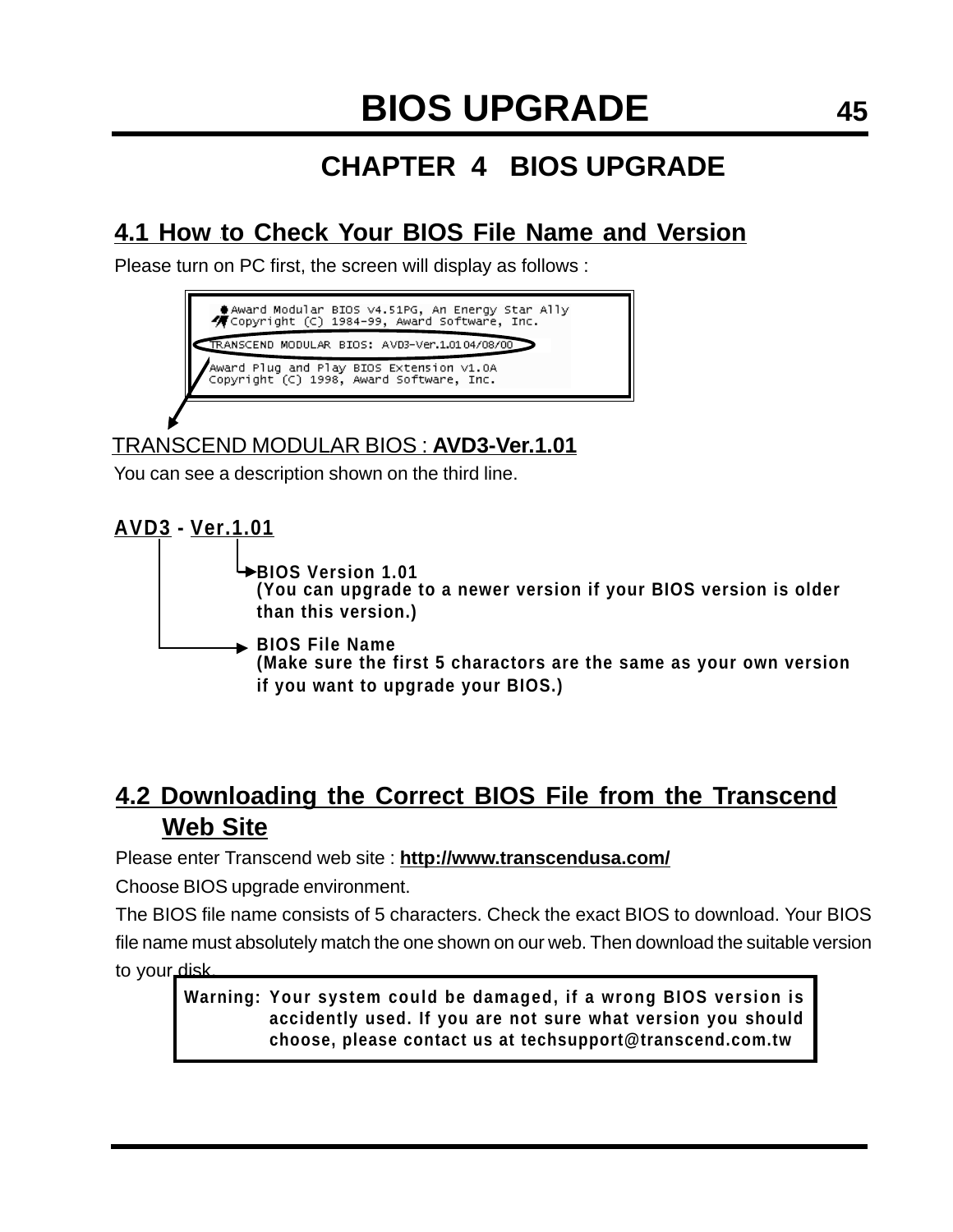# CHAPTER 4 BIOS UPGRADE

## 4.1 How to Check Your BIOS File Name and Version

Please turn on PC first, the screen will display as follows :

```
Award Modular BIOS v4.51PG, An Energy Star Ally
Copyright (C) 1984-99, Award Software, Inc.
TRANSCEND MODULAR BIOS: AVD3-Ver.1.01 04/08/00
Award Plug and Play BIOS Extension v1.0A
Copyright (C) 1998, Award Software, Inc.
```

TRANSCEND MODULAR BIOS : **AVD3-Ver.1.01**

You can see a description shown on the third line.

**AVD3 - Ver.1.01**

- **Ver.1.01** → **BIOS Version 1.01**
  **(You can upgrade to a newer version if your BIOS version is older than this version.)**
- **AVD3** → **BIOS File Name**
  **(Make sure the first 5 charactors are the same as your own version if you want to upgrade your BIOS.)**

## 4.2 Downloading the Correct BIOS File from the Transcend Web Site

Please enter Transcend web site : **http://www.transcendusa.com/**

Choose BIOS upgrade environment.

The BIOS file name consists of 5 characters. Check the exact BIOS to download. Your BIOS file name must absolutely match the one shown on our web. Then download the suitable version to your disk.

> **Warning: Your system could be damaged, if a wrong BIOS version is accidently used. If you are not sure what version you should choose, please contact us at techsupport@transcend.com.tw**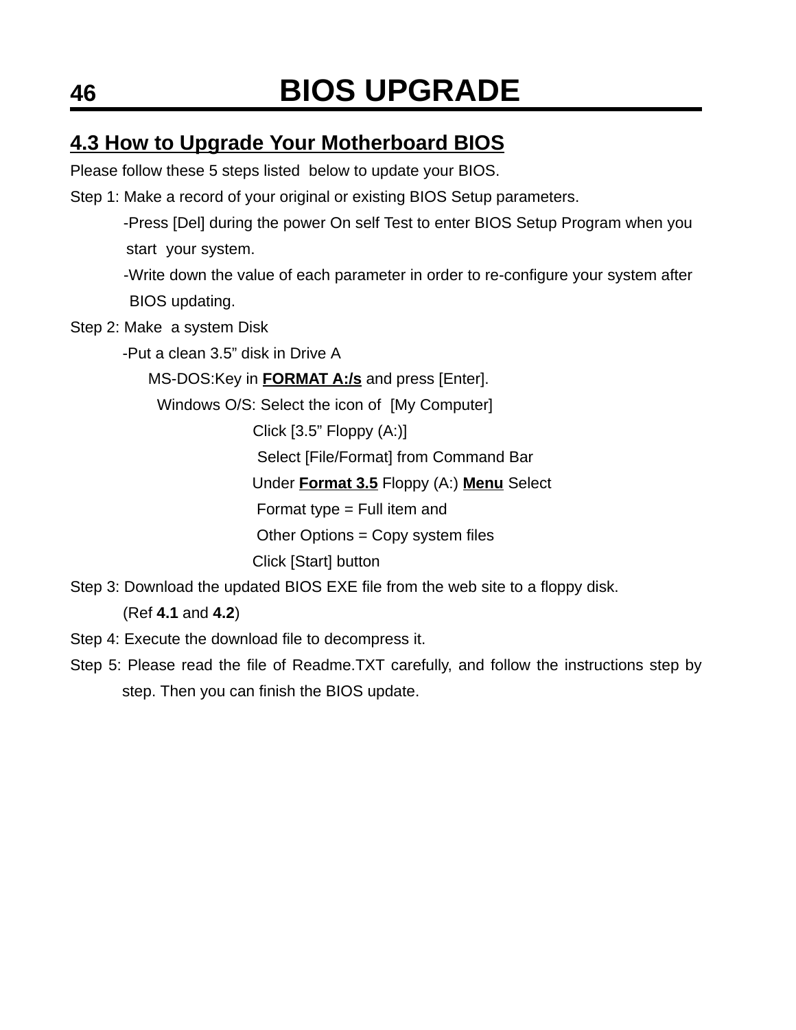# BIOS UPGRADE

## 4.3 How to Upgrade Your Motherboard BIOS

Please follow these 5 steps listed below to update your BIOS.

Step 1: Make a record of your original or existing BIOS Setup parameters.

-Press [Del] during the power On self Test to enter BIOS Setup Program when you start your system.

-Write down the value of each parameter in order to re-configure your system after BIOS updating.

Step 2: Make a system Disk

-Put a clean 3.5" disk in Drive A

MS-DOS:Key in **FORMAT A:/s** and press [Enter].

Windows O/S: Select the icon of [My Computer]

Click [3.5" Floppy (A:)]

Select [File/Format] from Command Bar

Under **Format 3.5** Floppy (A:) **Menu** Select

Format type = Full item and

Other Options = Copy system files

Click [Start] button

Step 3: Download the updated BIOS EXE file from the web site to a floppy disk. (Ref **4.1** and **4.2**)

Step 4: Execute the download file to decompress it.

Step 5: Please read the file of Readme.TXT carefully, and follow the instructions step by step. Then you can finish the BIOS update.